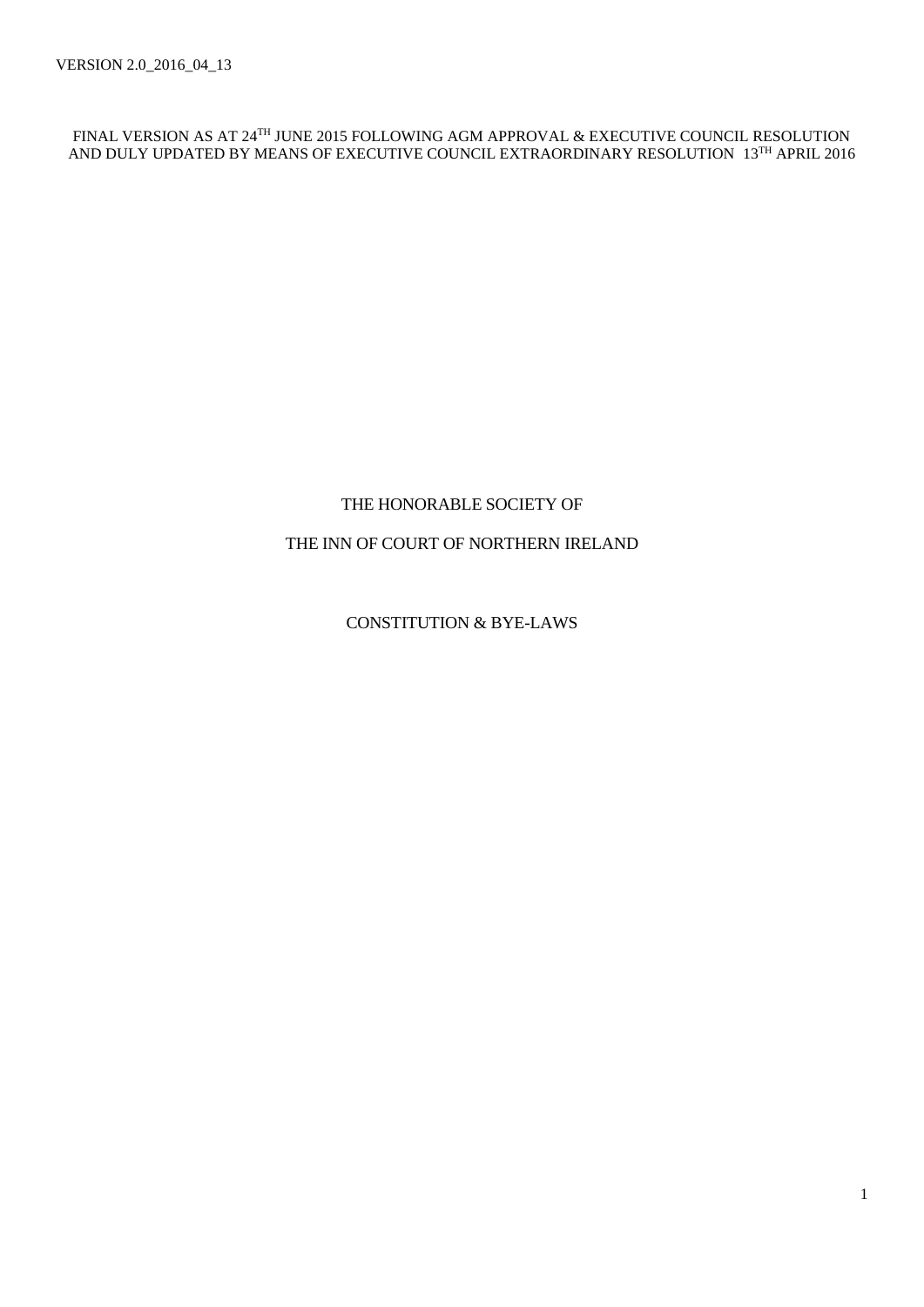VERSION 2.0_2016_04_13

FINAL VERSION AS AT 24TH JUNE 2015 FOLLOWING AGM APPROVAL & EXECUTIVE COUNCIL RESOLUTION AND DULY UPDATED BY MEANS OF EXECUTIVE COUNCIL EXTRAORDINARY RESOLUTION 13TH APRIL 2016

# THE HONORABLE SOCIETY OF

# THE INN OF COURT OF NORTHERN IRELAND

## CONSTITUTION & BYE-LAWS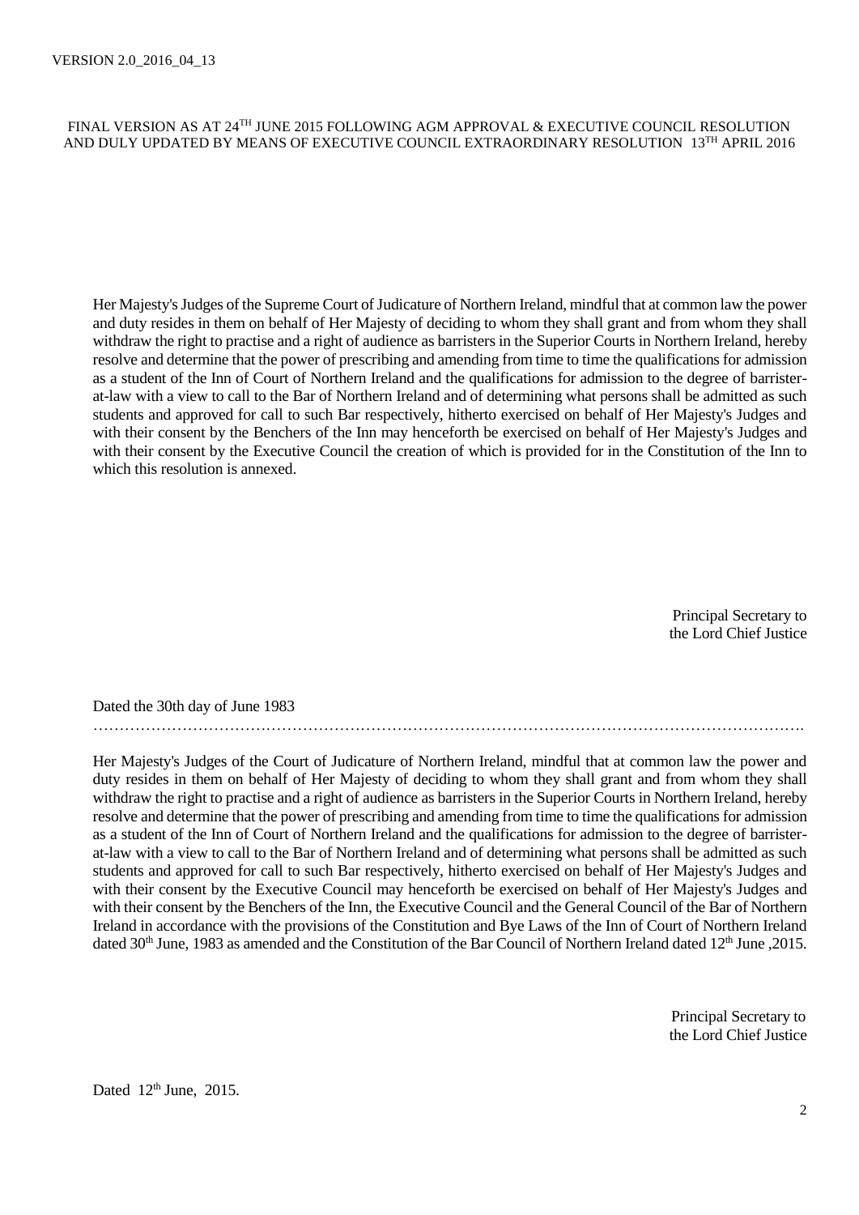VERSION 2.0_2016_04_13

FINAL VERSION AS AT 24TH JUNE 2015 FOLLOWING AGM APPROVAL & EXECUTIVE COUNCIL RESOLUTION AND DULY UPDATED BY MEANS OF EXECUTIVE COUNCIL EXTRAORDINARY RESOLUTION 13TH APRIL 2016

Her Majesty's Judges of the Supreme Court of Judicature of Northern Ireland, mindful that at common law the power and duty resides in them on behalf of Her Majesty of deciding to whom they shall grant and from whom they shall withdraw the right to practise and a right of audience as barristers in the Superior Courts in Northern Ireland, hereby resolve and determine that the power of prescribing and amending from time to time the qualifications for admission as a student of the Inn of Court of Northern Ireland and the qualifications for admission to the degree of barrister-at-law with a view to call to the Bar of Northern Ireland and of determining what persons shall be admitted as such students and approved for call to such Bar respectively, hitherto exercised on behalf of Her Majesty's Judges and with their consent by the Benchers of the Inn may henceforth be exercised on behalf of Her Majesty's Judges and with their consent by the Executive Council the creation of which is provided for in the Constitution of the Inn to which this resolution is annexed.

Principal Secretary to
the Lord Chief Justice

Dated the 30th day of June 1983

……………………………………………………………………………………………………………………

Her Majesty's Judges of the Court of Judicature of Northern Ireland, mindful that at common law the power and duty resides in them on behalf of Her Majesty of deciding to whom they shall grant and from whom they shall withdraw the right to practise and a right of audience as barristers in the Superior Courts in Northern Ireland, hereby resolve and determine that the power of prescribing and amending from time to time the qualifications for admission as a student of the Inn of Court of Northern Ireland and the qualifications for admission to the degree of barrister-at-law with a view to call to the Bar of Northern Ireland and of determining what persons shall be admitted as such students and approved for call to such Bar respectively, hitherto exercised on behalf of Her Majesty's Judges and with their consent by the Executive Council may henceforth be exercised on behalf of Her Majesty's Judges and with their consent by the Benchers of the Inn, the Executive Council and the General Council of the Bar of Northern Ireland in accordance with the provisions of the Constitution and Bye Laws of the Inn of Court of Northern Ireland dated 30th June, 1983 as amended and the Constitution of the Bar Council of Northern Ireland dated 12th June ,2015.

Principal Secretary to
the Lord Chief Justice

Dated 12th June, 2015.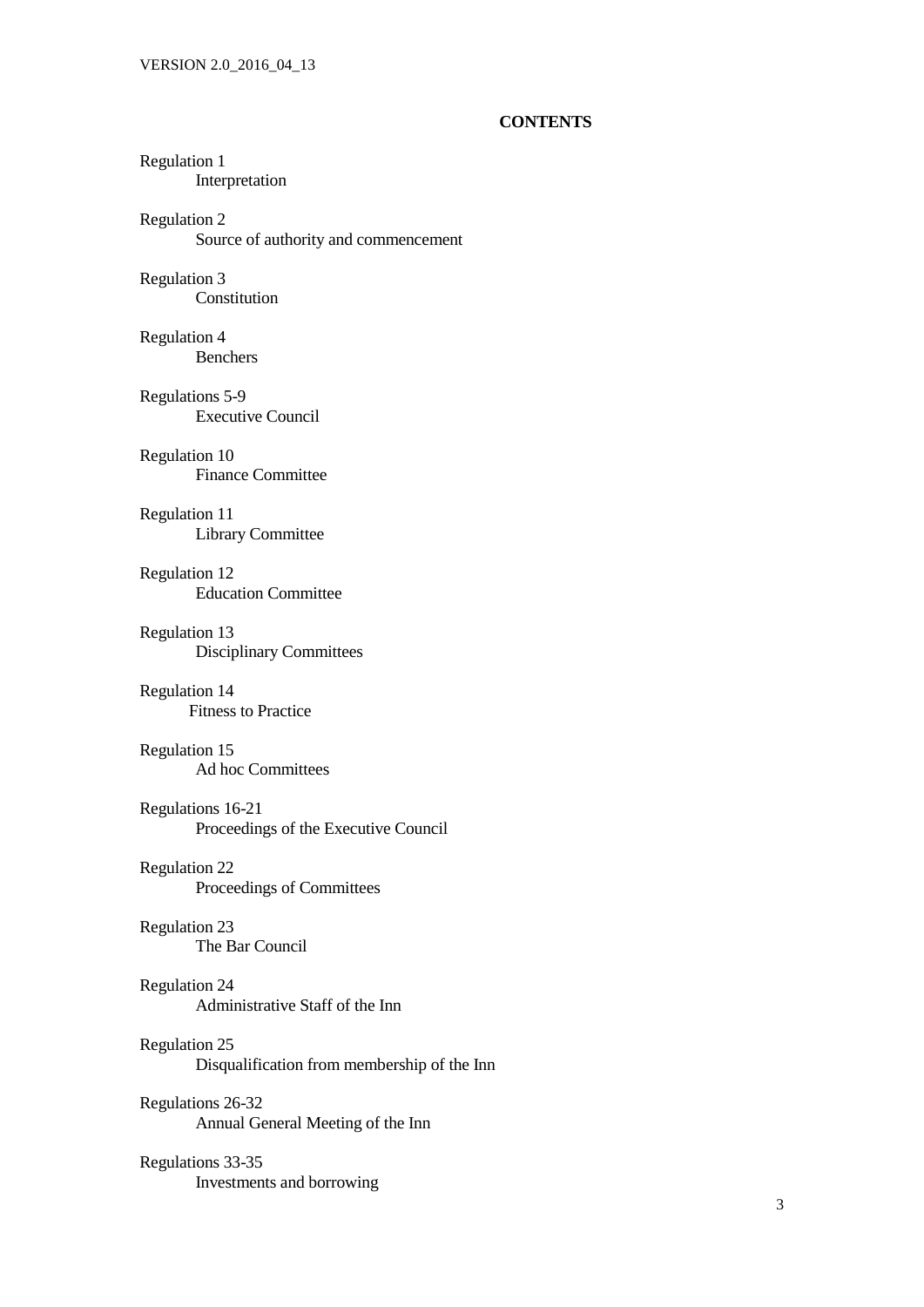## CONTENTS

Regulation 1
Interpretation

Regulation 2
Source of authority and commencement

Regulation 3
Constitution

Regulation 4
Benchers

Regulations 5-9
Executive Council

Regulation 10
Finance Committee

Regulation 11
Library Committee

Regulation 12
Education Committee

Regulation 13
Disciplinary Committees

Regulation 14
Fitness to Practice

Regulation 15
Ad hoc Committees

Regulations 16-21
Proceedings of the Executive Council

Regulation 22
Proceedings of Committees

Regulation 23
The Bar Council

Regulation 24
Administrative Staff of the Inn

Regulation 25
Disqualification from membership of the Inn

Regulations 26-32
Annual General Meeting of the Inn

Regulations 33-35
Investments and borrowing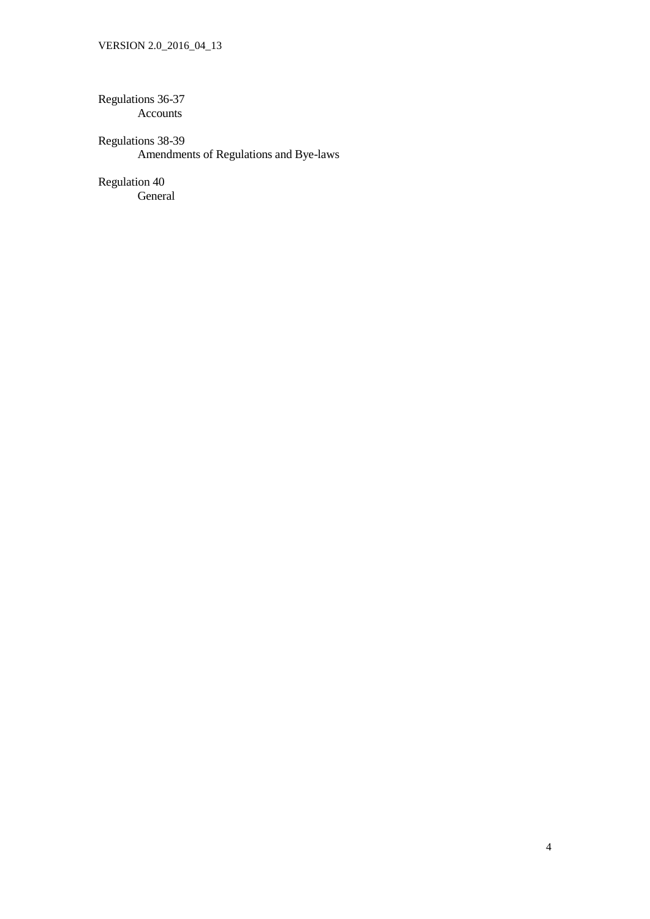Regulations 36-37
    Accounts

Regulations 38-39
    Amendments of Regulations and Bye-laws

Regulation 40
    General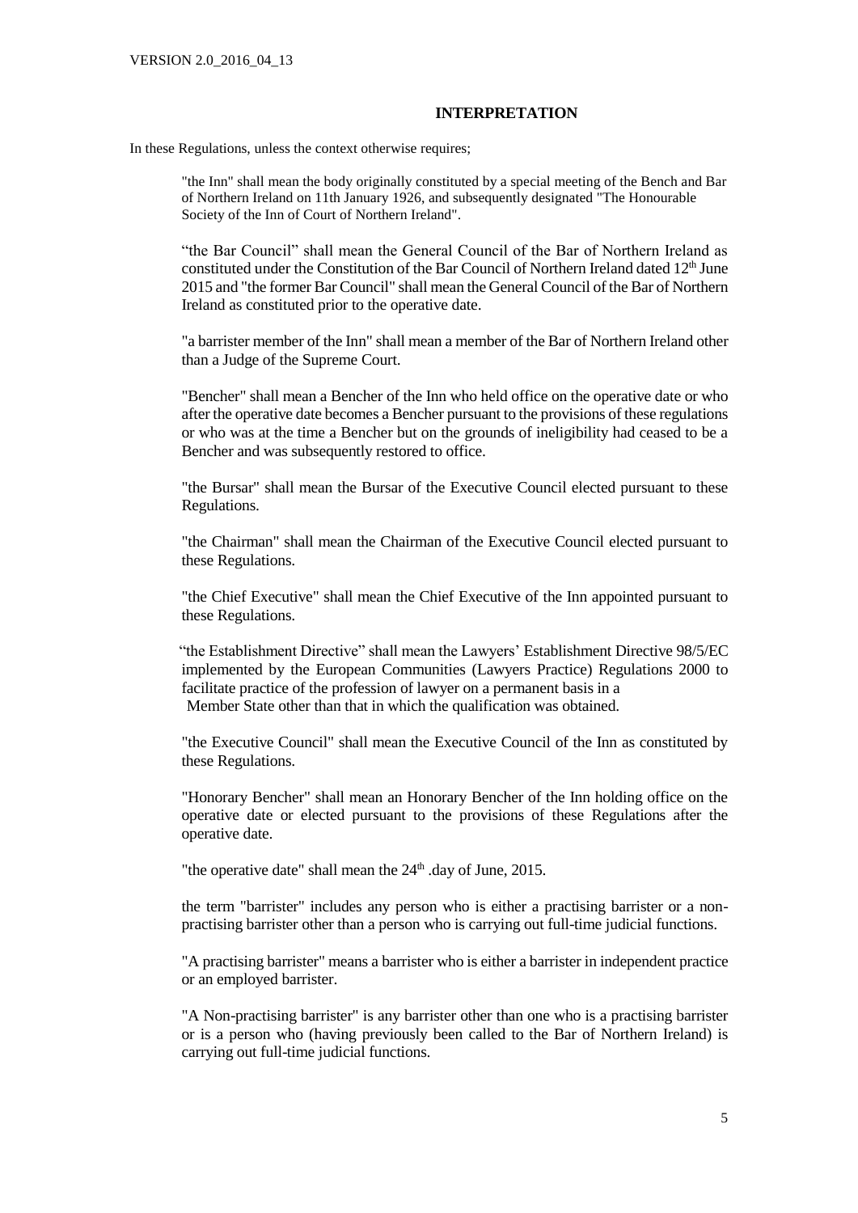## INTERPRETATION

In these Regulations, unless the context otherwise requires;

"the Inn" shall mean the body originally constituted by a special meeting of the Bench and Bar of Northern Ireland on 11th January 1926, and subsequently designated "The Honourable Society of the Inn of Court of Northern Ireland".

"the Bar Council" shall mean the General Council of the Bar of Northern Ireland as constituted under the Constitution of the Bar Council of Northern Ireland dated 12th June 2015 and "the former Bar Council" shall mean the General Council of the Bar of Northern Ireland as constituted prior to the operative date.

"a barrister member of the Inn" shall mean a member of the Bar of Northern Ireland other than a Judge of the Supreme Court.

"Bencher" shall mean a Bencher of the Inn who held office on the operative date or who after the operative date becomes a Bencher pursuant to the provisions of these regulations or who was at the time a Bencher but on the grounds of ineligibility had ceased to be a Bencher and was subsequently restored to office.

"the Bursar" shall mean the Bursar of the Executive Council elected pursuant to these Regulations.

"the Chairman" shall mean the Chairman of the Executive Council elected pursuant to these Regulations.

"the Chief Executive" shall mean the Chief Executive of the Inn appointed pursuant to these Regulations.

"the Establishment Directive" shall mean the Lawyers' Establishment Directive 98/5/EC implemented by the European Communities (Lawyers Practice) Regulations 2000 to facilitate practice of the profession of lawyer on a permanent basis in a Member State other than that in which the qualification was obtained.

"the Executive Council" shall mean the Executive Council of the Inn as constituted by these Regulations.

"Honorary Bencher" shall mean an Honorary Bencher of the Inn holding office on the operative date or elected pursuant to the provisions of these Regulations after the operative date.

"the operative date" shall mean the 24th .day of June, 2015.

the term "barrister" includes any person who is either a practising barrister or a non-practising barrister other than a person who is carrying out full-time judicial functions.

"A practising barrister" means a barrister who is either a barrister in independent practice or an employed barrister.

"A Non-practising barrister" is any barrister other than one who is a practising barrister or is a person who (having previously been called to the Bar of Northern Ireland) is carrying out full-time judicial functions.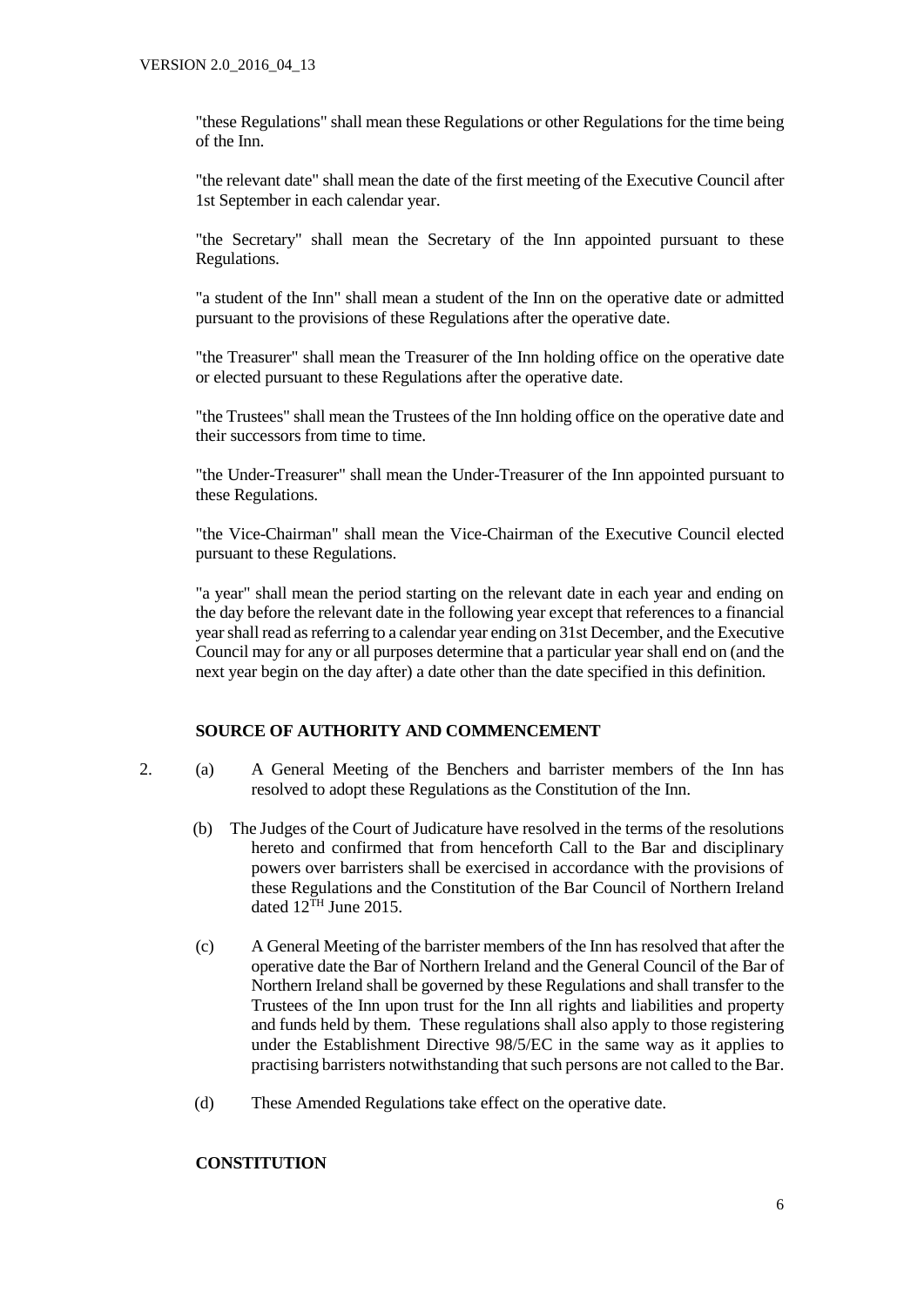"these Regulations" shall mean these Regulations or other Regulations for the time being of the Inn.

"the relevant date" shall mean the date of the first meeting of the Executive Council after 1st September in each calendar year.

"the Secretary" shall mean the Secretary of the Inn appointed pursuant to these Regulations.

"a student of the Inn" shall mean a student of the Inn on the operative date or admitted pursuant to the provisions of these Regulations after the operative date.

"the Treasurer" shall mean the Treasurer of the Inn holding office on the operative date or elected pursuant to these Regulations after the operative date.

"the Trustees" shall mean the Trustees of the Inn holding office on the operative date and their successors from time to time.

"the Under-Treasurer" shall mean the Under-Treasurer of the Inn appointed pursuant to these Regulations.

"the Vice-Chairman" shall mean the Vice-Chairman of the Executive Council elected pursuant to these Regulations.

"a year" shall mean the period starting on the relevant date in each year and ending on the day before the relevant date in the following year except that references to a financial year shall read as referring to a calendar year ending on 31st December, and the Executive Council may for any or all purposes determine that a particular year shall end on (and the next year begin on the day after) a date other than the date specified in this definition.

**SOURCE OF AUTHORITY AND COMMENCEMENT**

2. (a) A General Meeting of the Benchers and barrister members of the Inn has resolved to adopt these Regulations as the Constitution of the Inn.

   (b) The Judges of the Court of Judicature have resolved in the terms of the resolutions hereto and confirmed that from henceforth Call to the Bar and disciplinary powers over barristers shall be exercised in accordance with the provisions of these Regulations and the Constitution of the Bar Council of Northern Ireland dated 12TH June 2015.

   (c) A General Meeting of the barrister members of the Inn has resolved that after the operative date the Bar of Northern Ireland and the General Council of the Bar of Northern Ireland shall be governed by these Regulations and shall transfer to the Trustees of the Inn upon trust for the Inn all rights and liabilities and property and funds held by them. These regulations shall also apply to those registering under the Establishment Directive 98/5/EC in the same way as it applies to practising barristers notwithstanding that such persons are not called to the Bar.

   (d) These Amended Regulations take effect on the operative date.

**CONSTITUTION**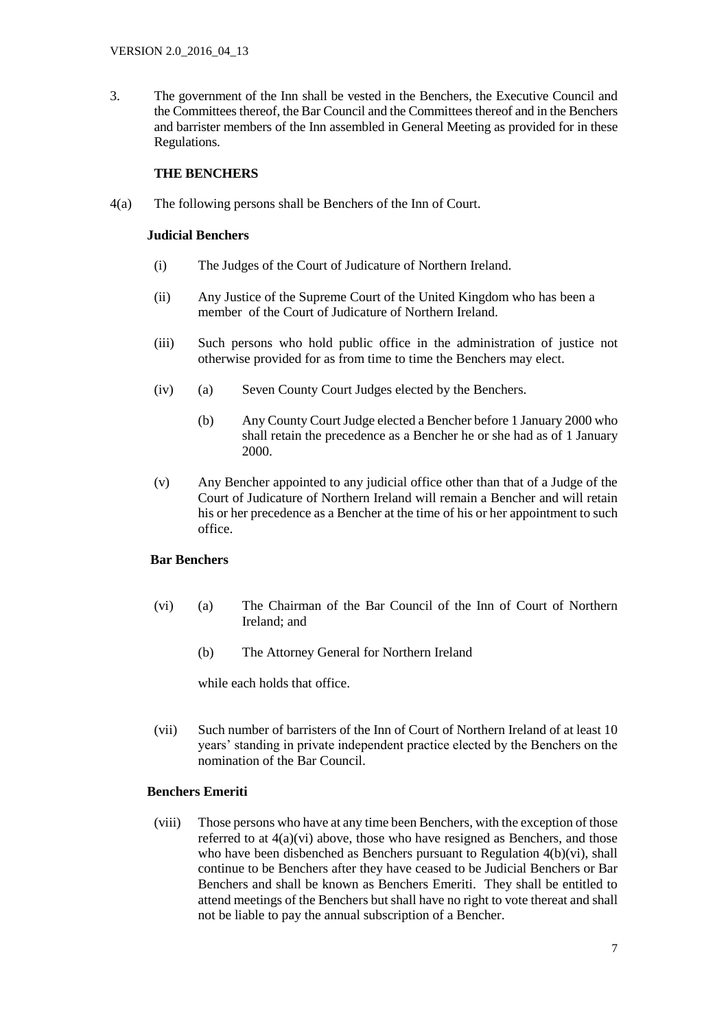3. The government of the Inn shall be vested in the Benchers, the Executive Council and the Committees thereof, the Bar Council and the Committees thereof and in the Benchers and barrister members of the Inn assembled in General Meeting as provided for in these Regulations.

**THE BENCHERS**

4(a) The following persons shall be Benchers of the Inn of Court.

**Judicial Benchers**

(i) The Judges of the Court of Judicature of Northern Ireland.

(ii) Any Justice of the Supreme Court of the United Kingdom who has been a member of the Court of Judicature of Northern Ireland.

(iii) Such persons who hold public office in the administration of justice not otherwise provided for as from time to time the Benchers may elect.

(iv) (a) Seven County Court Judges elected by the Benchers.

(b) Any County Court Judge elected a Bencher before 1 January 2000 who shall retain the precedence as a Bencher he or she had as of 1 January 2000.

(v) Any Bencher appointed to any judicial office other than that of a Judge of the Court of Judicature of Northern Ireland will remain a Bencher and will retain his or her precedence as a Bencher at the time of his or her appointment to such office.

**Bar Benchers**

(vi) (a) The Chairman of the Bar Council of the Inn of Court of Northern Ireland; and

(b) The Attorney General for Northern Ireland

while each holds that office.

(vii) Such number of barristers of the Inn of Court of Northern Ireland of at least 10 years' standing in private independent practice elected by the Benchers on the nomination of the Bar Council.

**Benchers Emeriti**

(viii) Those persons who have at any time been Benchers, with the exception of those referred to at 4(a)(vi) above, those who have resigned as Benchers, and those who have been disbenched as Benchers pursuant to Regulation 4(b)(vi), shall continue to be Benchers after they have ceased to be Judicial Benchers or Bar Benchers and shall be known as Benchers Emeriti. They shall be entitled to attend meetings of the Benchers but shall have no right to vote thereat and shall not be liable to pay the annual subscription of a Bencher.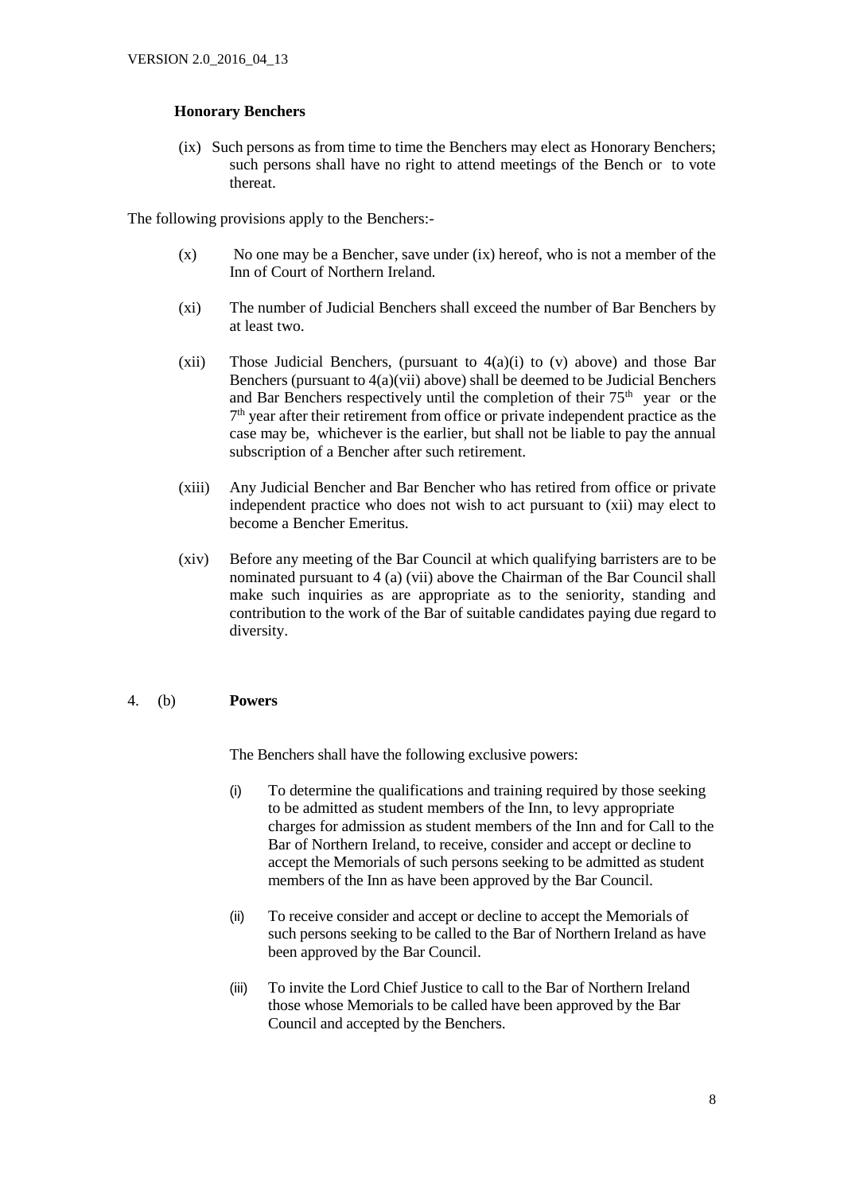### Honorary Benchers

(ix) Such persons as from time to time the Benchers may elect as Honorary Benchers; such persons shall have no right to attend meetings of the Bench or to vote thereat.

The following provisions apply to the Benchers:-

(x) No one may be a Bencher, save under (ix) hereof, who is not a member of the Inn of Court of Northern Ireland.

(xi) The number of Judicial Benchers shall exceed the number of Bar Benchers by at least two.

(xii) Those Judicial Benchers, (pursuant to 4(a)(i) to (v) above) and those Bar Benchers (pursuant to 4(a)(vii) above) shall be deemed to be Judicial Benchers and Bar Benchers respectively until the completion of their 75th year or the 7th year after their retirement from office or private independent practice as the case may be, whichever is the earlier, but shall not be liable to pay the annual subscription of a Bencher after such retirement.

(xiii) Any Judicial Bencher and Bar Bencher who has retired from office or private independent practice who does not wish to act pursuant to (xii) may elect to become a Bencher Emeritus.

(xiv) Before any meeting of the Bar Council at which qualifying barristers are to be nominated pursuant to 4 (a) (vii) above the Chairman of the Bar Council shall make such inquiries as are appropriate as to the seniority, standing and contribution to the work of the Bar of suitable candidates paying due regard to diversity.

## 4. (b) **Powers**

The Benchers shall have the following exclusive powers:

(i) To determine the qualifications and training required by those seeking to be admitted as student members of the Inn, to levy appropriate charges for admission as student members of the Inn and for Call to the Bar of Northern Ireland, to receive, consider and accept or decline to accept the Memorials of such persons seeking to be admitted as student members of the Inn as have been approved by the Bar Council.

(ii) To receive consider and accept or decline to accept the Memorials of such persons seeking to be called to the Bar of Northern Ireland as have been approved by the Bar Council.

(iii) To invite the Lord Chief Justice to call to the Bar of Northern Ireland those whose Memorials to be called have been approved by the Bar Council and accepted by the Benchers.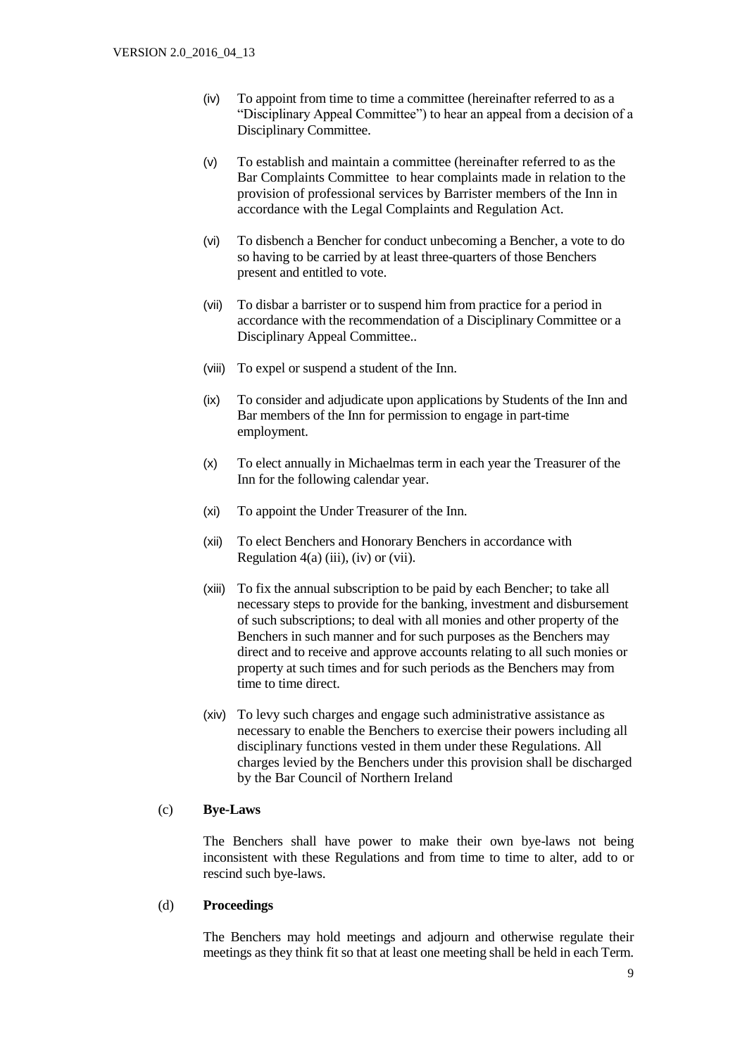(iv) To appoint from time to time a committee (hereinafter referred to as a "Disciplinary Appeal Committee") to hear an appeal from a decision of a Disciplinary Committee.

(v) To establish and maintain a committee (hereinafter referred to as the Bar Complaints Committee to hear complaints made in relation to the provision of professional services by Barrister members of the Inn in accordance with the Legal Complaints and Regulation Act.

(vi) To disbench a Bencher for conduct unbecoming a Bencher, a vote to do so having to be carried by at least three-quarters of those Benchers present and entitled to vote.

(vii) To disbar a barrister or to suspend him from practice for a period in accordance with the recommendation of a Disciplinary Committee or a Disciplinary Appeal Committee..

(viii) To expel or suspend a student of the Inn.

(ix) To consider and adjudicate upon applications by Students of the Inn and Bar members of the Inn for permission to engage in part-time employment.

(x) To elect annually in Michaelmas term in each year the Treasurer of the Inn for the following calendar year.

(xi) To appoint the Under Treasurer of the Inn.

(xii) To elect Benchers and Honorary Benchers in accordance with Regulation 4(a) (iii), (iv) or (vii).

(xiii) To fix the annual subscription to be paid by each Bencher; to take all necessary steps to provide for the banking, investment and disbursement of such subscriptions; to deal with all monies and other property of the Benchers in such manner and for such purposes as the Benchers may direct and to receive and approve accounts relating to all such monies or property at such times and for such periods as the Benchers may from time to time direct.

(xiv) To levy such charges and engage such administrative assistance as necessary to enable the Benchers to exercise their powers including all disciplinary functions vested in them under these Regulations. All charges levied by the Benchers under this provision shall be discharged by the Bar Council of Northern Ireland

(c) **Bye-Laws**

The Benchers shall have power to make their own bye-laws not being inconsistent with these Regulations and from time to time to alter, add to or rescind such bye-laws.

(d) **Proceedings**

The Benchers may hold meetings and adjourn and otherwise regulate their meetings as they think fit so that at least one meeting shall be held in each Term.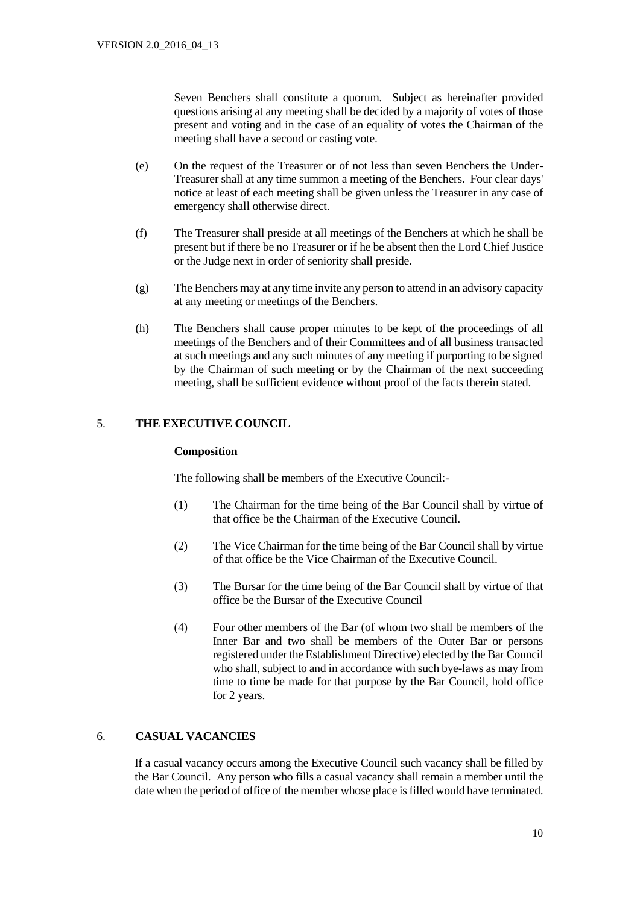Seven Benchers shall constitute a quorum. Subject as hereinafter provided questions arising at any meeting shall be decided by a majority of votes of those present and voting and in the case of an equality of votes the Chairman of the meeting shall have a second or casting vote.

(e) On the request of the Treasurer or of not less than seven Benchers the Under-Treasurer shall at any time summon a meeting of the Benchers. Four clear days' notice at least of each meeting shall be given unless the Treasurer in any case of emergency shall otherwise direct.

(f) The Treasurer shall preside at all meetings of the Benchers at which he shall be present but if there be no Treasurer or if he be absent then the Lord Chief Justice or the Judge next in order of seniority shall preside.

(g) The Benchers may at any time invite any person to attend in an advisory capacity at any meeting or meetings of the Benchers.

(h) The Benchers shall cause proper minutes to be kept of the proceedings of all meetings of the Benchers and of their Committees and of all business transacted at such meetings and any such minutes of any meeting if purporting to be signed by the Chairman of such meeting or by the Chairman of the next succeeding meeting, shall be sufficient evidence without proof of the facts therein stated.

## 5. THE EXECUTIVE COUNCIL

**Composition**

The following shall be members of the Executive Council:-

(1) The Chairman for the time being of the Bar Council shall by virtue of that office be the Chairman of the Executive Council.

(2) The Vice Chairman for the time being of the Bar Council shall by virtue of that office be the Vice Chairman of the Executive Council.

(3) The Bursar for the time being of the Bar Council shall by virtue of that office be the Bursar of the Executive Council

(4) Four other members of the Bar (of whom two shall be members of the Inner Bar and two shall be members of the Outer Bar or persons registered under the Establishment Directive) elected by the Bar Council who shall, subject to and in accordance with such bye-laws as may from time to time be made for that purpose by the Bar Council, hold office for 2 years.

## 6. CASUAL VACANCIES

If a casual vacancy occurs among the Executive Council such vacancy shall be filled by the Bar Council. Any person who fills a casual vacancy shall remain a member until the date when the period of office of the member whose place is filled would have terminated.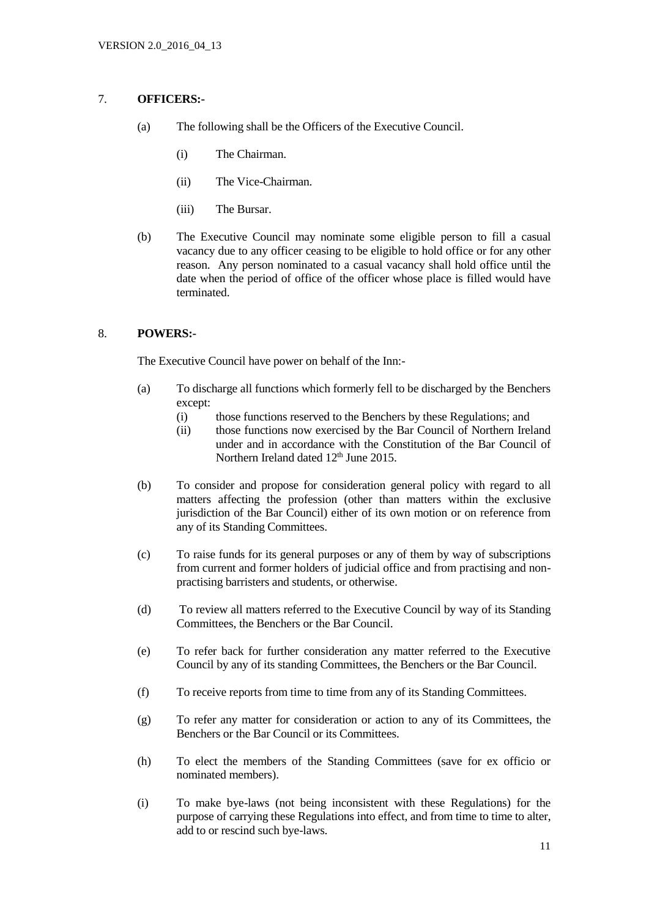## 7. OFFICERS:-

(a) The following shall be the Officers of the Executive Council.

(i) The Chairman.

(ii) The Vice-Chairman.

(iii) The Bursar.

(b) The Executive Council may nominate some eligible person to fill a casual vacancy due to any officer ceasing to be eligible to hold office or for any other reason. Any person nominated to a casual vacancy shall hold office until the date when the period of office of the officer whose place is filled would have terminated.

## 8. POWERS:-

The Executive Council have power on behalf of the Inn:-

(a) To discharge all functions which formerly fell to be discharged by the Benchers except:

(i) those functions reserved to the Benchers by these Regulations; and

(ii) those functions now exercised by the Bar Council of Northern Ireland under and in accordance with the Constitution of the Bar Council of Northern Ireland dated 12th June 2015.

(b) To consider and propose for consideration general policy with regard to all matters affecting the profession (other than matters within the exclusive jurisdiction of the Bar Council) either of its own motion or on reference from any of its Standing Committees.

(c) To raise funds for its general purposes or any of them by way of subscriptions from current and former holders of judicial office and from practising and non-practising barristers and students, or otherwise.

(d) To review all matters referred to the Executive Council by way of its Standing Committees, the Benchers or the Bar Council.

(e) To refer back for further consideration any matter referred to the Executive Council by any of its standing Committees, the Benchers or the Bar Council.

(f) To receive reports from time to time from any of its Standing Committees.

(g) To refer any matter for consideration or action to any of its Committees, the Benchers or the Bar Council or its Committees.

(h) To elect the members of the Standing Committees (save for ex officio or nominated members).

(i) To make bye-laws (not being inconsistent with these Regulations) for the purpose of carrying these Regulations into effect, and from time to time to alter, add to or rescind such bye-laws.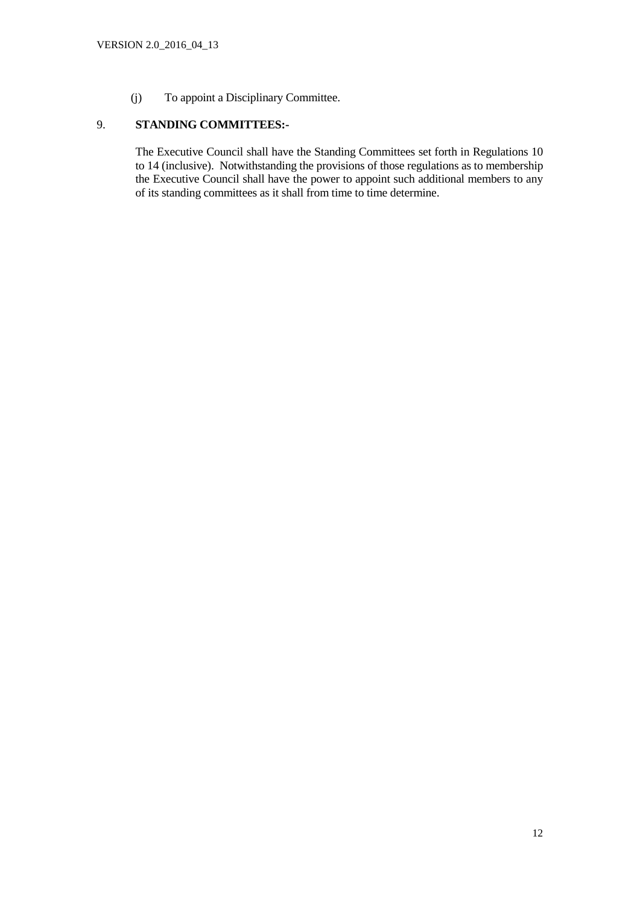(j) To appoint a Disciplinary Committee.

## 9. STANDING COMMITTEES:-

The Executive Council shall have the Standing Committees set forth in Regulations 10 to 14 (inclusive). Notwithstanding the provisions of those regulations as to membership the Executive Council shall have the power to appoint such additional members to any of its standing committees as it shall from time to time determine.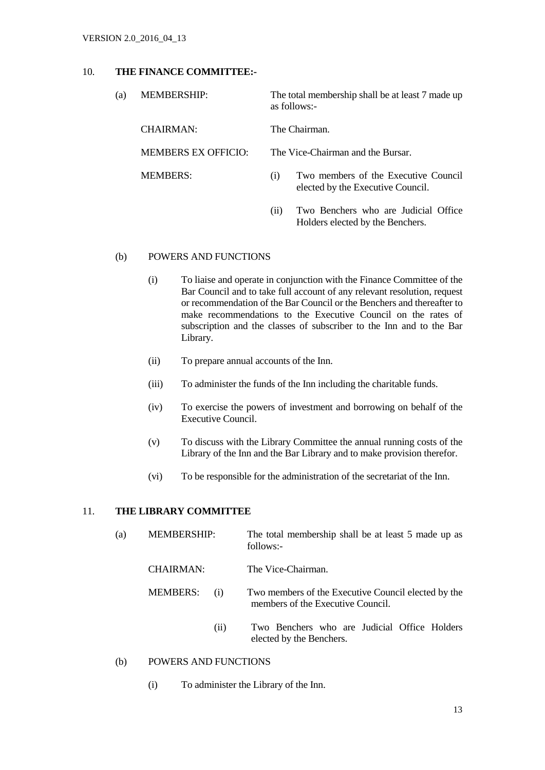## 10. THE FINANCE COMMITTEE:-

(a) MEMBERSHIP: The total membership shall be at least 7 made up as follows:-

CHAIRMAN: The Chairman.

MEMBERS EX OFFICIO: The Vice-Chairman and the Bursar.

MEMBERS:

(i) Two members of the Executive Council elected by the Executive Council.

(ii) Two Benchers who are Judicial Office Holders elected by the Benchers.

(b) POWERS AND FUNCTIONS

(i) To liaise and operate in conjunction with the Finance Committee of the Bar Council and to take full account of any relevant resolution, request or recommendation of the Bar Council or the Benchers and thereafter to make recommendations to the Executive Council on the rates of subscription and the classes of subscriber to the Inn and to the Bar Library.

(ii) To prepare annual accounts of the Inn.

(iii) To administer the funds of the Inn including the charitable funds.

(iv) To exercise the powers of investment and borrowing on behalf of the Executive Council.

(v) To discuss with the Library Committee the annual running costs of the Library of the Inn and the Bar Library and to make provision therefor.

(vi) To be responsible for the administration of the secretariat of the Inn.

## 11. THE LIBRARY COMMITTEE

(a) MEMBERSHIP: The total membership shall be at least 5 made up as follows:-

CHAIRMAN: The Vice-Chairman.

MEMBERS:

(i) Two members of the Executive Council elected by the members of the Executive Council.

(ii) Two Benchers who are Judicial Office Holders elected by the Benchers.

(b) POWERS AND FUNCTIONS

(i) To administer the Library of the Inn.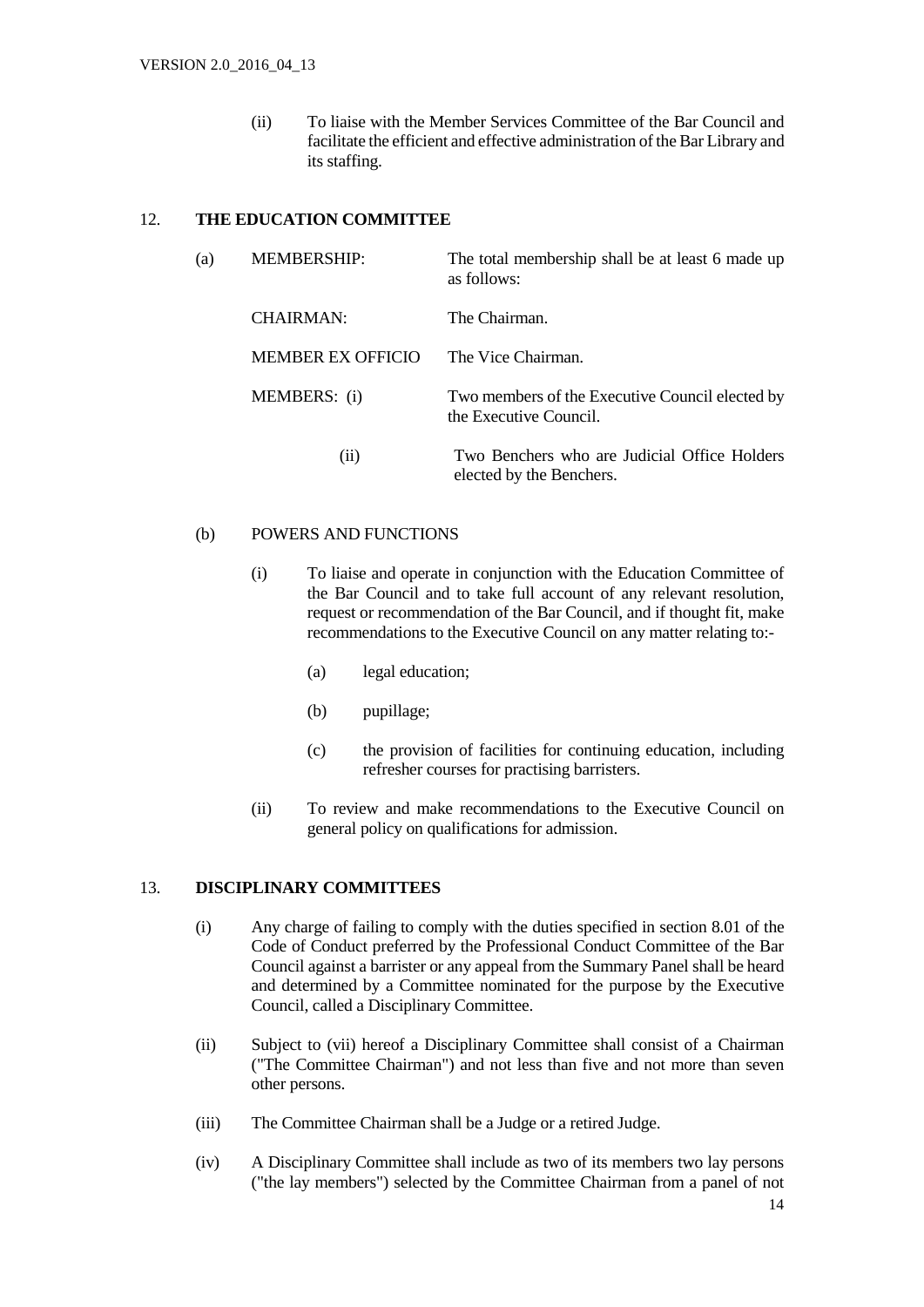(ii) To liaise with the Member Services Committee of the Bar Council and facilitate the efficient and effective administration of the Bar Library and its staffing.

## 12. THE EDUCATION COMMITTEE

(a)

| | |
|---|---|
| MEMBERSHIP: | The total membership shall be at least 6 made up as follows: |
| CHAIRMAN: | The Chairman. |
| MEMBER EX OFFICIO | The Vice Chairman. |
| MEMBERS: (i) | Two members of the Executive Council elected by the Executive Council. |
| (ii) | Two Benchers who are Judicial Office Holders elected by the Benchers. |

(b) POWERS AND FUNCTIONS

(i) To liaise and operate in conjunction with the Education Committee of the Bar Council and to take full account of any relevant resolution, request or recommendation of the Bar Council, and if thought fit, make recommendations to the Executive Council on any matter relating to:-

(a) legal education;

(b) pupillage;

(c) the provision of facilities for continuing education, including refresher courses for practising barristers.

(ii) To review and make recommendations to the Executive Council on general policy on qualifications for admission.

## 13. DISCIPLINARY COMMITTEES

(i) Any charge of failing to comply with the duties specified in section 8.01 of the Code of Conduct preferred by the Professional Conduct Committee of the Bar Council against a barrister or any appeal from the Summary Panel shall be heard and determined by a Committee nominated for the purpose by the Executive Council, called a Disciplinary Committee.

(ii) Subject to (vii) hereof a Disciplinary Committee shall consist of a Chairman ("The Committee Chairman") and not less than five and not more than seven other persons.

(iii) The Committee Chairman shall be a Judge or a retired Judge.

(iv) A Disciplinary Committee shall include as two of its members two lay persons ("the lay members") selected by the Committee Chairman from a panel of not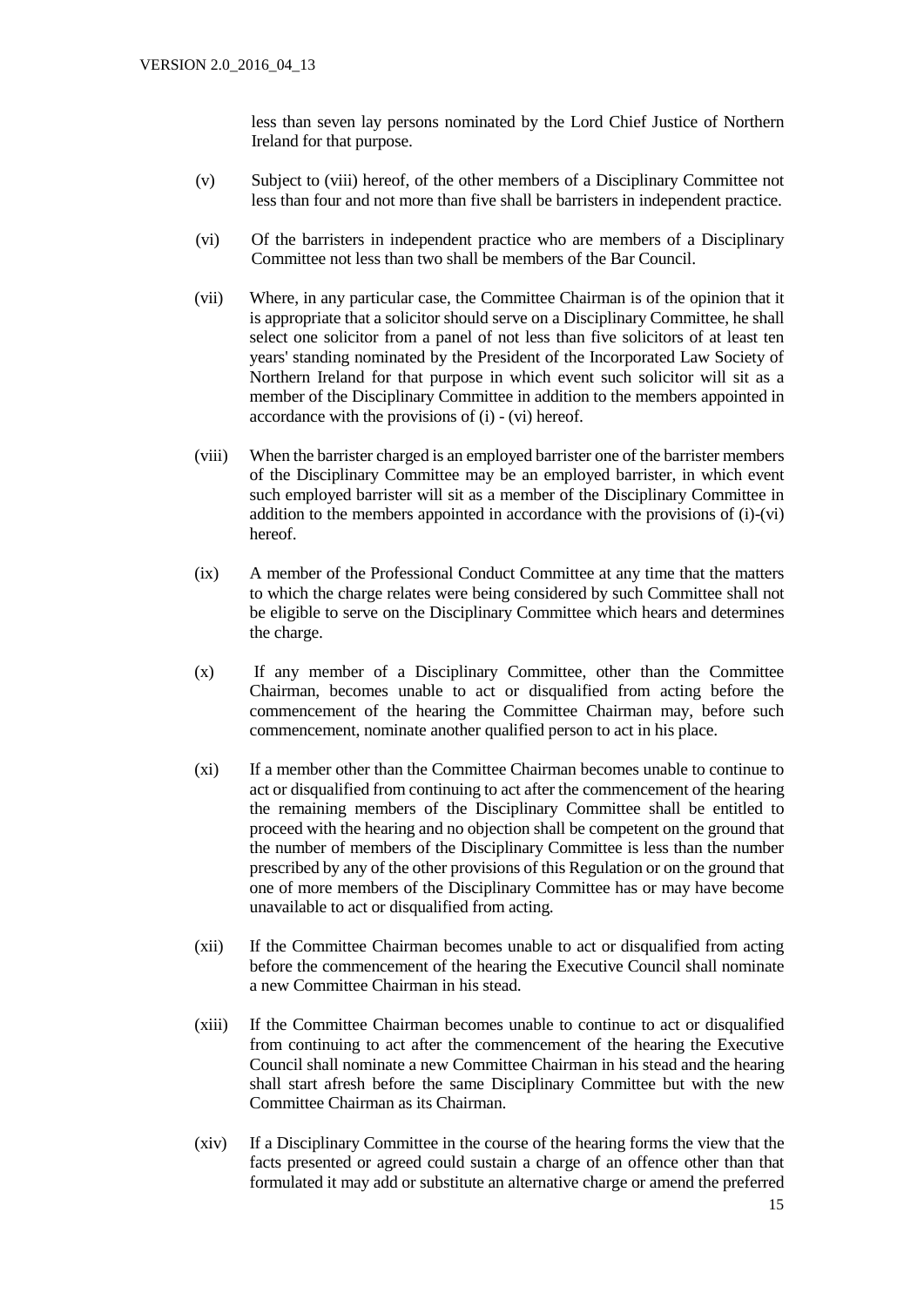less than seven lay persons nominated by the Lord Chief Justice of Northern Ireland for that purpose.

(v) Subject to (viii) hereof, of the other members of a Disciplinary Committee not less than four and not more than five shall be barristers in independent practice.

(vi) Of the barristers in independent practice who are members of a Disciplinary Committee not less than two shall be members of the Bar Council.

(vii) Where, in any particular case, the Committee Chairman is of the opinion that it is appropriate that a solicitor should serve on a Disciplinary Committee, he shall select one solicitor from a panel of not less than five solicitors of at least ten years' standing nominated by the President of the Incorporated Law Society of Northern Ireland for that purpose in which event such solicitor will sit as a member of the Disciplinary Committee in addition to the members appointed in accordance with the provisions of (i) - (vi) hereof.

(viii) When the barrister charged is an employed barrister one of the barrister members of the Disciplinary Committee may be an employed barrister, in which event such employed barrister will sit as a member of the Disciplinary Committee in addition to the members appointed in accordance with the provisions of (i)-(vi) hereof.

(ix) A member of the Professional Conduct Committee at any time that the matters to which the charge relates were being considered by such Committee shall not be eligible to serve on the Disciplinary Committee which hears and determines the charge.

(x) If any member of a Disciplinary Committee, other than the Committee Chairman, becomes unable to act or disqualified from acting before the commencement of the hearing the Committee Chairman may, before such commencement, nominate another qualified person to act in his place.

(xi) If a member other than the Committee Chairman becomes unable to continue to act or disqualified from continuing to act after the commencement of the hearing the remaining members of the Disciplinary Committee shall be entitled to proceed with the hearing and no objection shall be competent on the ground that the number of members of the Disciplinary Committee is less than the number prescribed by any of the other provisions of this Regulation or on the ground that one of more members of the Disciplinary Committee has or may have become unavailable to act or disqualified from acting.

(xii) If the Committee Chairman becomes unable to act or disqualified from acting before the commencement of the hearing the Executive Council shall nominate a new Committee Chairman in his stead.

(xiii) If the Committee Chairman becomes unable to continue to act or disqualified from continuing to act after the commencement of the hearing the Executive Council shall nominate a new Committee Chairman in his stead and the hearing shall start afresh before the same Disciplinary Committee but with the new Committee Chairman as its Chairman.

(xiv) If a Disciplinary Committee in the course of the hearing forms the view that the facts presented or agreed could sustain a charge of an offence other than that formulated it may add or substitute an alternative charge or amend the preferred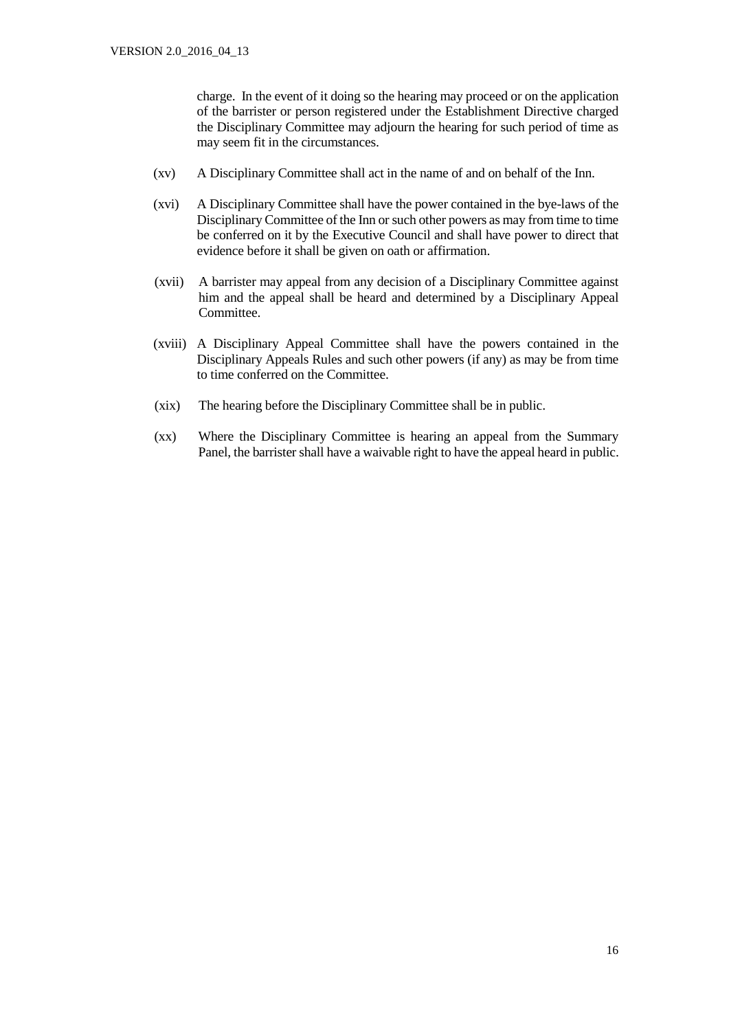charge. In the event of it doing so the hearing may proceed or on the application of the barrister or person registered under the Establishment Directive charged the Disciplinary Committee may adjourn the hearing for such period of time as may seem fit in the circumstances.

(xv) A Disciplinary Committee shall act in the name of and on behalf of the Inn.

(xvi) A Disciplinary Committee shall have the power contained in the bye-laws of the Disciplinary Committee of the Inn or such other powers as may from time to time be conferred on it by the Executive Council and shall have power to direct that evidence before it shall be given on oath or affirmation.

(xvii) A barrister may appeal from any decision of a Disciplinary Committee against him and the appeal shall be heard and determined by a Disciplinary Appeal Committee.

(xviii) A Disciplinary Appeal Committee shall have the powers contained in the Disciplinary Appeals Rules and such other powers (if any) as may be from time to time conferred on the Committee.

(xix) The hearing before the Disciplinary Committee shall be in public.

(xx) Where the Disciplinary Committee is hearing an appeal from the Summary Panel, the barrister shall have a waivable right to have the appeal heard in public.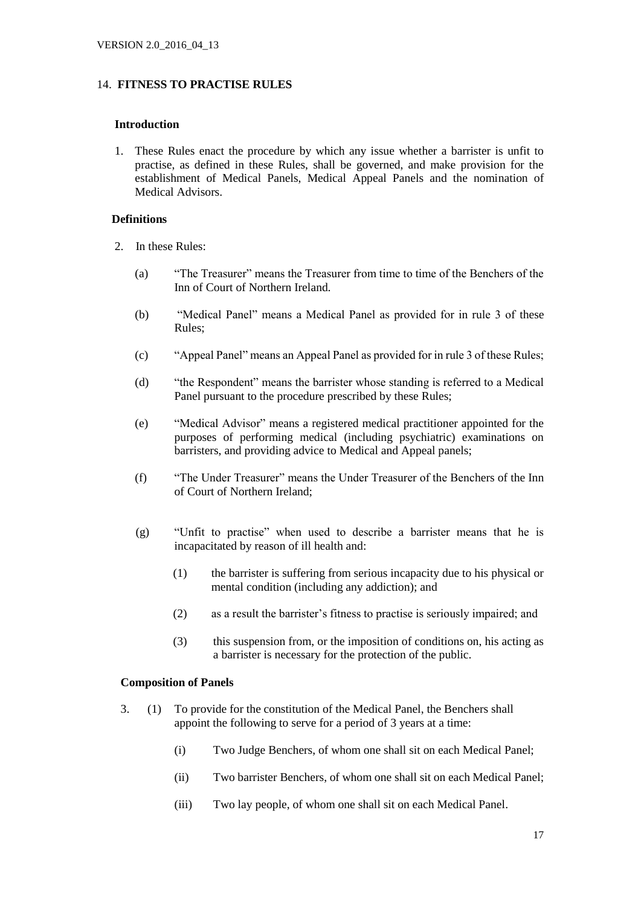## 14. **FITNESS TO PRACTISE RULES**

### Introduction

1. These Rules enact the procedure by which any issue whether a barrister is unfit to practise, as defined in these Rules, shall be governed, and make provision for the establishment of Medical Panels, Medical Appeal Panels and the nomination of Medical Advisors.

### Definitions

2. In these Rules:

   (a) "The Treasurer" means the Treasurer from time to time of the Benchers of the Inn of Court of Northern Ireland.

   (b) "Medical Panel" means a Medical Panel as provided for in rule 3 of these Rules;

   (c) "Appeal Panel" means an Appeal Panel as provided for in rule 3 of these Rules;

   (d) "the Respondent" means the barrister whose standing is referred to a Medical Panel pursuant to the procedure prescribed by these Rules;

   (e) "Medical Advisor" means a registered medical practitioner appointed for the purposes of performing medical (including psychiatric) examinations on barristers, and providing advice to Medical and Appeal panels;

   (f) "The Under Treasurer" means the Under Treasurer of the Benchers of the Inn of Court of Northern Ireland;

   (g) "Unfit to practise" when used to describe a barrister means that he is incapacitated by reason of ill health and:

      (1) the barrister is suffering from serious incapacity due to his physical or mental condition (including any addiction); and

      (2) as a result the barrister's fitness to practise is seriously impaired; and

      (3) this suspension from, or the imposition of conditions on, his acting as a barrister is necessary for the protection of the public.

### Composition of Panels

3. (1) To provide for the constitution of the Medical Panel, the Benchers shall appoint the following to serve for a period of 3 years at a time:

      (i) Two Judge Benchers, of whom one shall sit on each Medical Panel;

      (ii) Two barrister Benchers, of whom one shall sit on each Medical Panel;

      (iii) Two lay people, of whom one shall sit on each Medical Panel.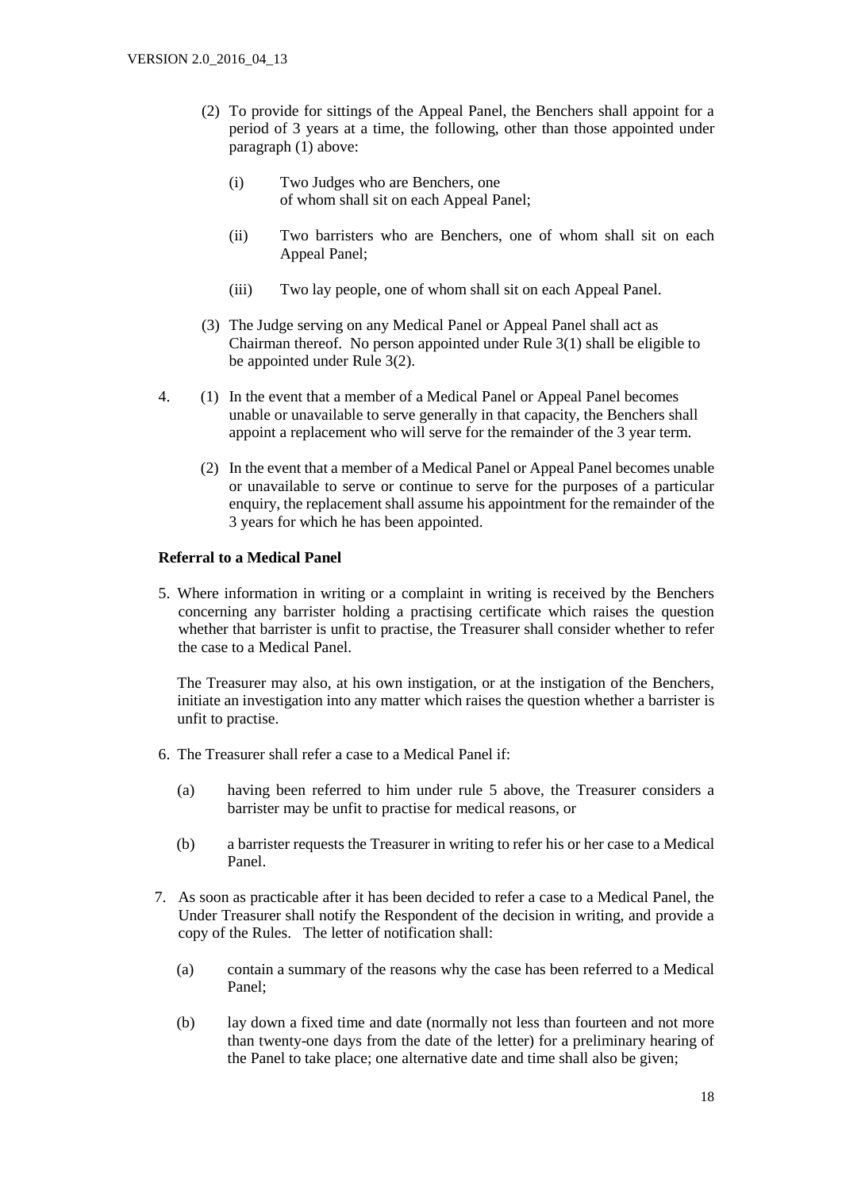(2) To provide for sittings of the Appeal Panel, the Benchers shall appoint for a period of 3 years at a time, the following, other than those appointed under paragraph (1) above:

   (i) Two Judges who are Benchers, one of whom shall sit on each Appeal Panel;

   (ii) Two barristers who are Benchers, one of whom shall sit on each Appeal Panel;

   (iii) Two lay people, one of whom shall sit on each Appeal Panel.

(3) The Judge serving on any Medical Panel or Appeal Panel shall act as Chairman thereof. No person appointed under Rule 3(1) shall be eligible to be appointed under Rule 3(2).

4. (1) In the event that a member of a Medical Panel or Appeal Panel becomes unable or unavailable to serve generally in that capacity, the Benchers shall appoint a replacement who will serve for the remainder of the 3 year term.

   (2) In the event that a member of a Medical Panel or Appeal Panel becomes unable or unavailable to serve or continue to serve for the purposes of a particular enquiry, the replacement shall assume his appointment for the remainder of the 3 years for which he has been appointed.

**Referral to a Medical Panel**

5. Where information in writing or a complaint in writing is received by the Benchers concerning any barrister holding a practising certificate which raises the question whether that barrister is unfit to practise, the Treasurer shall consider whether to refer the case to a Medical Panel.

   The Treasurer may also, at his own instigation, or at the instigation of the Benchers, initiate an investigation into any matter which raises the question whether a barrister is unfit to practise.

6. The Treasurer shall refer a case to a Medical Panel if:

   (a) having been referred to him under rule 5 above, the Treasurer considers a barrister may be unfit to practise for medical reasons, or

   (b) a barrister requests the Treasurer in writing to refer his or her case to a Medical Panel.

7. As soon as practicable after it has been decided to refer a case to a Medical Panel, the Under Treasurer shall notify the Respondent of the decision in writing, and provide a copy of the Rules. The letter of notification shall:

   (a) contain a summary of the reasons why the case has been referred to a Medical Panel;

   (b) lay down a fixed time and date (normally not less than fourteen and not more than twenty-one days from the date of the letter) for a preliminary hearing of the Panel to take place; one alternative date and time shall also be given;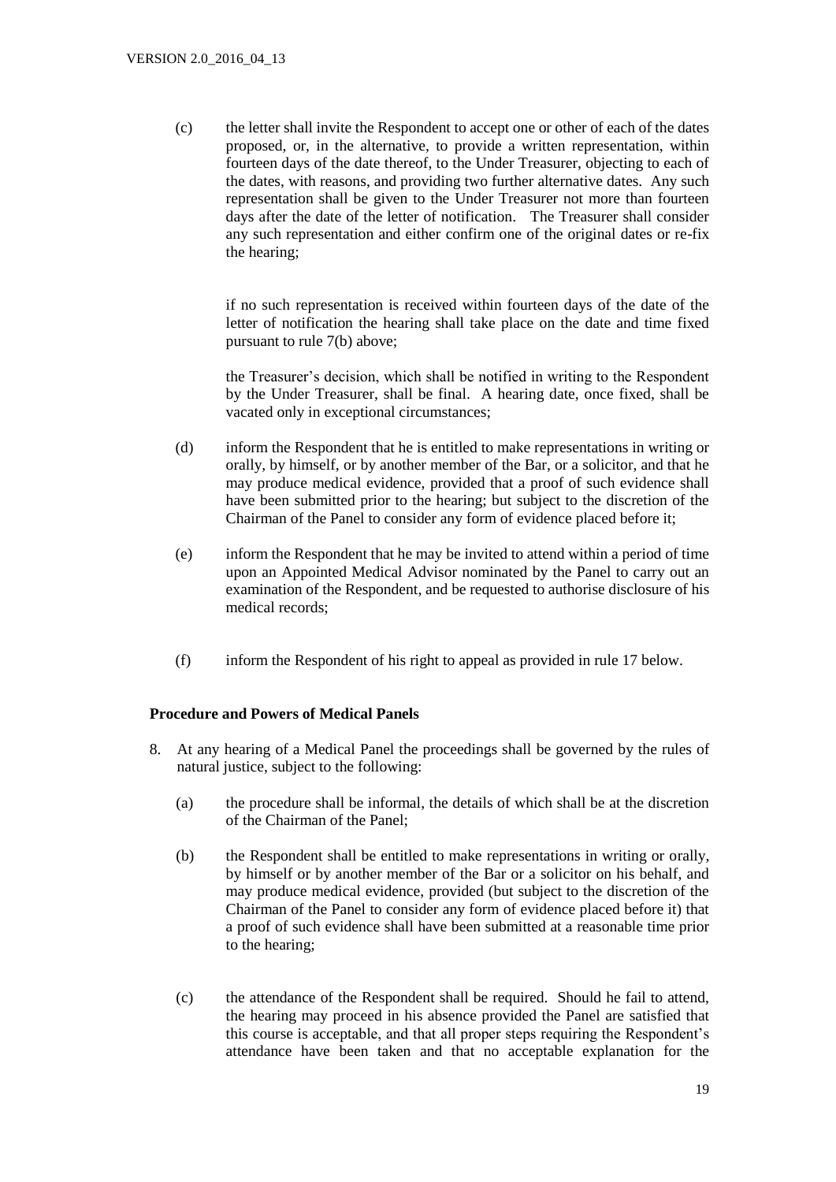(c) the letter shall invite the Respondent to accept one or other of each of the dates proposed, or, in the alternative, to provide a written representation, within fourteen days of the date thereof, to the Under Treasurer, objecting to each of the dates, with reasons, and providing two further alternative dates. Any such representation shall be given to the Under Treasurer not more than fourteen days after the date of the letter of notification. The Treasurer shall consider any such representation and either confirm one of the original dates or re-fix the hearing;

if no such representation is received within fourteen days of the date of the letter of notification the hearing shall take place on the date and time fixed pursuant to rule 7(b) above;

the Treasurer's decision, which shall be notified in writing to the Respondent by the Under Treasurer, shall be final. A hearing date, once fixed, shall be vacated only in exceptional circumstances;

(d) inform the Respondent that he is entitled to make representations in writing or orally, by himself, or by another member of the Bar, or a solicitor, and that he may produce medical evidence, provided that a proof of such evidence shall have been submitted prior to the hearing; but subject to the discretion of the Chairman of the Panel to consider any form of evidence placed before it;

(e) inform the Respondent that he may be invited to attend within a period of time upon an Appointed Medical Advisor nominated by the Panel to carry out an examination of the Respondent, and be requested to authorise disclosure of his medical records;

(f) inform the Respondent of his right to appeal as provided in rule 17 below.

**Procedure and Powers of Medical Panels**

8. At any hearing of a Medical Panel the proceedings shall be governed by the rules of natural justice, subject to the following:

   (a) the procedure shall be informal, the details of which shall be at the discretion of the Chairman of the Panel;

   (b) the Respondent shall be entitled to make representations in writing or orally, by himself or by another member of the Bar or a solicitor on his behalf, and may produce medical evidence, provided (but subject to the discretion of the Chairman of the Panel to consider any form of evidence placed before it) that a proof of such evidence shall have been submitted at a reasonable time prior to the hearing;

   (c) the attendance of the Respondent shall be required. Should he fail to attend, the hearing may proceed in his absence provided the Panel are satisfied that this course is acceptable, and that all proper steps requiring the Respondent's attendance have been taken and that no acceptable explanation for the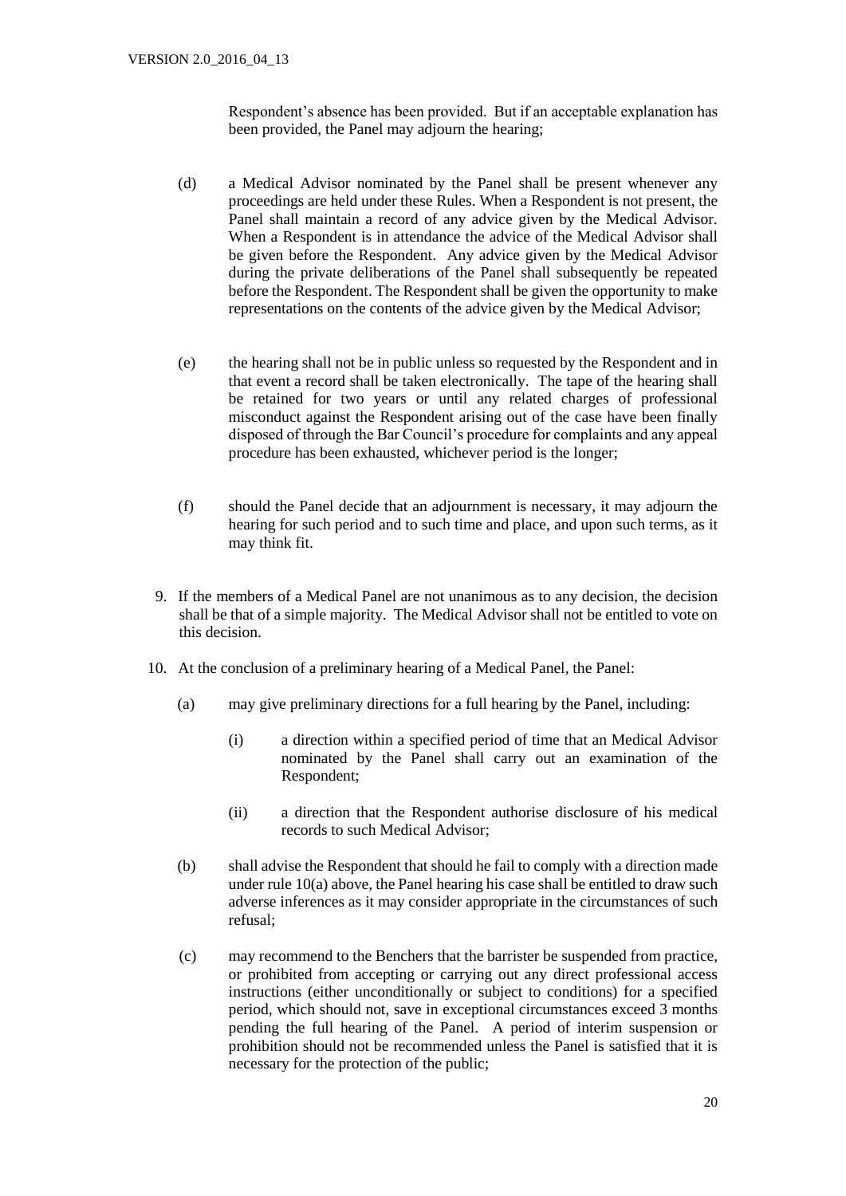Respondent's absence has been provided. But if an acceptable explanation has been provided, the Panel may adjourn the hearing;

(d) a Medical Advisor nominated by the Panel shall be present whenever any proceedings are held under these Rules. When a Respondent is not present, the Panel shall maintain a record of any advice given by the Medical Advisor. When a Respondent is in attendance the advice of the Medical Advisor shall be given before the Respondent. Any advice given by the Medical Advisor during the private deliberations of the Panel shall subsequently be repeated before the Respondent. The Respondent shall be given the opportunity to make representations on the contents of the advice given by the Medical Advisor;

(e) the hearing shall not be in public unless so requested by the Respondent and in that event a record shall be taken electronically. The tape of the hearing shall be retained for two years or until any related charges of professional misconduct against the Respondent arising out of the case have been finally disposed of through the Bar Council's procedure for complaints and any appeal procedure has been exhausted, whichever period is the longer;

(f) should the Panel decide that an adjournment is necessary, it may adjourn the hearing for such period and to such time and place, and upon such terms, as it may think fit.

9. If the members of a Medical Panel are not unanimous as to any decision, the decision shall be that of a simple majority. The Medical Advisor shall not be entitled to vote on this decision.

10. At the conclusion of a preliminary hearing of a Medical Panel, the Panel:

   (a) may give preliminary directions for a full hearing by the Panel, including:

      (i) a direction within a specified period of time that an Medical Advisor nominated by the Panel shall carry out an examination of the Respondent;

      (ii) a direction that the Respondent authorise disclosure of his medical records to such Medical Advisor;

   (b) shall advise the Respondent that should he fail to comply with a direction made under rule 10(a) above, the Panel hearing his case shall be entitled to draw such adverse inferences as it may consider appropriate in the circumstances of such refusal;

   (c) may recommend to the Benchers that the barrister be suspended from practice, or prohibited from accepting or carrying out any direct professional access instructions (either unconditionally or subject to conditions) for a specified period, which should not, save in exceptional circumstances exceed 3 months pending the full hearing of the Panel. A period of interim suspension or prohibition should not be recommended unless the Panel is satisfied that it is necessary for the protection of the public;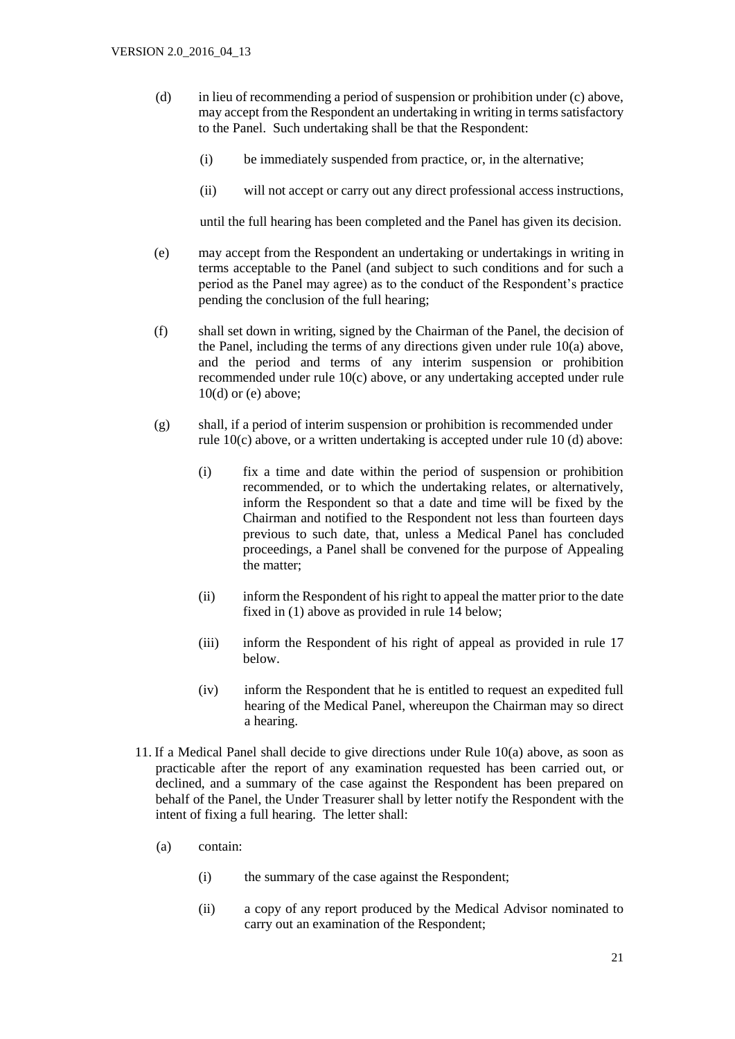(d) in lieu of recommending a period of suspension or prohibition under (c) above, may accept from the Respondent an undertaking in writing in terms satisfactory to the Panel. Such undertaking shall be that the Respondent:

  (i) be immediately suspended from practice, or, in the alternative;

  (ii) will not accept or carry out any direct professional access instructions,

  until the full hearing has been completed and the Panel has given its decision.

(e) may accept from the Respondent an undertaking or undertakings in writing in terms acceptable to the Panel (and subject to such conditions and for such a period as the Panel may agree) as to the conduct of the Respondent's practice pending the conclusion of the full hearing;

(f) shall set down in writing, signed by the Chairman of the Panel, the decision of the Panel, including the terms of any directions given under rule 10(a) above, and the period and terms of any interim suspension or prohibition recommended under rule 10(c) above, or any undertaking accepted under rule 10(d) or (e) above;

(g) shall, if a period of interim suspension or prohibition is recommended under rule 10(c) above, or a written undertaking is accepted under rule 10 (d) above:

  (i) fix a time and date within the period of suspension or prohibition recommended, or to which the undertaking relates, or alternatively, inform the Respondent so that a date and time will be fixed by the Chairman and notified to the Respondent not less than fourteen days previous to such date, that, unless a Medical Panel has concluded proceedings, a Panel shall be convened for the purpose of Appealing the matter;

  (ii) inform the Respondent of his right to appeal the matter prior to the date fixed in (1) above as provided in rule 14 below;

  (iii) inform the Respondent of his right of appeal as provided in rule 17 below.

  (iv) inform the Respondent that he is entitled to request an expedited full hearing of the Medical Panel, whereupon the Chairman may so direct a hearing.

11. If a Medical Panel shall decide to give directions under Rule 10(a) above, as soon as practicable after the report of any examination requested has been carried out, or declined, and a summary of the case against the Respondent has been prepared on behalf of the Panel, the Under Treasurer shall by letter notify the Respondent with the intent of fixing a full hearing. The letter shall:

  (a) contain:

    (i) the summary of the case against the Respondent;

    (ii) a copy of any report produced by the Medical Advisor nominated to carry out an examination of the Respondent;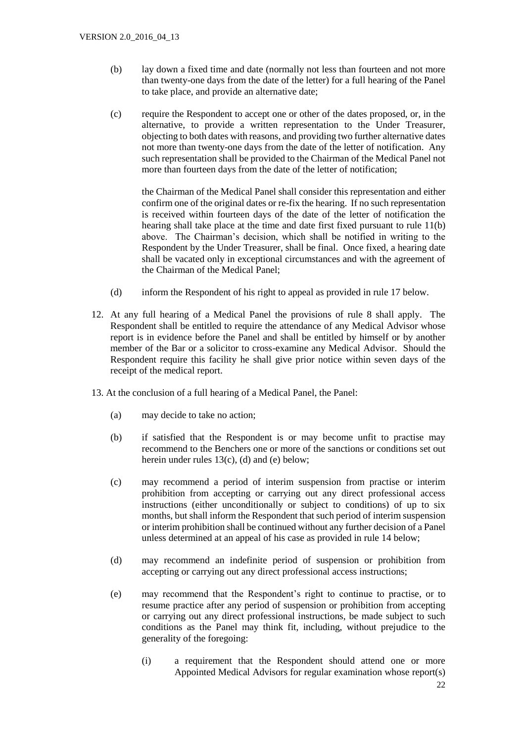(b) lay down a fixed time and date (normally not less than fourteen and not more than twenty-one days from the date of the letter) for a full hearing of the Panel to take place, and provide an alternative date;

(c) require the Respondent to accept one or other of the dates proposed, or, in the alternative, to provide a written representation to the Under Treasurer, objecting to both dates with reasons, and providing two further alternative dates not more than twenty-one days from the date of the letter of notification. Any such representation shall be provided to the Chairman of the Medical Panel not more than fourteen days from the date of the letter of notification;

the Chairman of the Medical Panel shall consider this representation and either confirm one of the original dates or re-fix the hearing. If no such representation is received within fourteen days of the date of the letter of notification the hearing shall take place at the time and date first fixed pursuant to rule 11(b) above. The Chairman's decision, which shall be notified in writing to the Respondent by the Under Treasurer, shall be final. Once fixed, a hearing date shall be vacated only in exceptional circumstances and with the agreement of the Chairman of the Medical Panel;

(d) inform the Respondent of his right to appeal as provided in rule 17 below.

12. At any full hearing of a Medical Panel the provisions of rule 8 shall apply. The Respondent shall be entitled to require the attendance of any Medical Advisor whose report is in evidence before the Panel and shall be entitled by himself or by another member of the Bar or a solicitor to cross-examine any Medical Advisor. Should the Respondent require this facility he shall give prior notice within seven days of the receipt of the medical report.

13. At the conclusion of a full hearing of a Medical Panel, the Panel:

(a) may decide to take no action;

(b) if satisfied that the Respondent is or may become unfit to practise may recommend to the Benchers one or more of the sanctions or conditions set out herein under rules 13(c), (d) and (e) below;

(c) may recommend a period of interim suspension from practise or interim prohibition from accepting or carrying out any direct professional access instructions (either unconditionally or subject to conditions) of up to six months, but shall inform the Respondent that such period of interim suspension or interim prohibition shall be continued without any further decision of a Panel unless determined at an appeal of his case as provided in rule 14 below;

(d) may recommend an indefinite period of suspension or prohibition from accepting or carrying out any direct professional access instructions;

(e) may recommend that the Respondent's right to continue to practise, or to resume practice after any period of suspension or prohibition from accepting or carrying out any direct professional instructions, be made subject to such conditions as the Panel may think fit, including, without prejudice to the generality of the foregoing:

(i) a requirement that the Respondent should attend one or more Appointed Medical Advisors for regular examination whose report(s)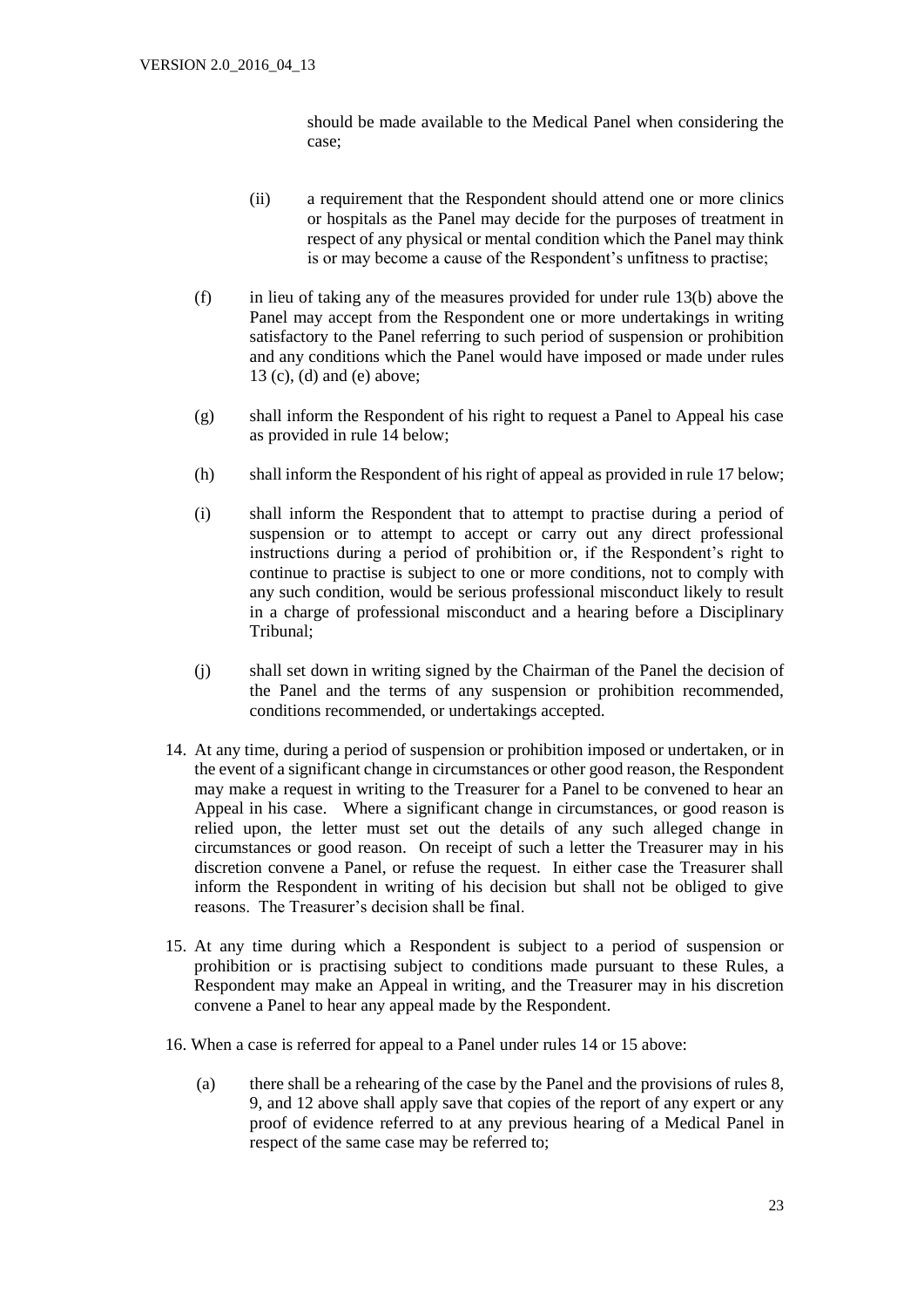should be made available to the Medical Panel when considering the case;

(ii) a requirement that the Respondent should attend one or more clinics or hospitals as the Panel may decide for the purposes of treatment in respect of any physical or mental condition which the Panel may think is or may become a cause of the Respondent's unfitness to practise;

(f) in lieu of taking any of the measures provided for under rule 13(b) above the Panel may accept from the Respondent one or more undertakings in writing satisfactory to the Panel referring to such period of suspension or prohibition and any conditions which the Panel would have imposed or made under rules 13 (c), (d) and (e) above;

(g) shall inform the Respondent of his right to request a Panel to Appeal his case as provided in rule 14 below;

(h) shall inform the Respondent of his right of appeal as provided in rule 17 below;

(i) shall inform the Respondent that to attempt to practise during a period of suspension or to attempt to accept or carry out any direct professional instructions during a period of prohibition or, if the Respondent's right to continue to practise is subject to one or more conditions, not to comply with any such condition, would be serious professional misconduct likely to result in a charge of professional misconduct and a hearing before a Disciplinary Tribunal;

(j) shall set down in writing signed by the Chairman of the Panel the decision of the Panel and the terms of any suspension or prohibition recommended, conditions recommended, or undertakings accepted.

14. At any time, during a period of suspension or prohibition imposed or undertaken, or in the event of a significant change in circumstances or other good reason, the Respondent may make a request in writing to the Treasurer for a Panel to be convened to hear an Appeal in his case. Where a significant change in circumstances, or good reason is relied upon, the letter must set out the details of any such alleged change in circumstances or good reason. On receipt of such a letter the Treasurer may in his discretion convene a Panel, or refuse the request. In either case the Treasurer shall inform the Respondent in writing of his decision but shall not be obliged to give reasons. The Treasurer's decision shall be final.

15. At any time during which a Respondent is subject to a period of suspension or prohibition or is practising subject to conditions made pursuant to these Rules, a Respondent may make an Appeal in writing, and the Treasurer may in his discretion convene a Panel to hear any appeal made by the Respondent.

16. When a case is referred for appeal to a Panel under rules 14 or 15 above:

(a) there shall be a rehearing of the case by the Panel and the provisions of rules 8, 9, and 12 above shall apply save that copies of the report of any expert or any proof of evidence referred to at any previous hearing of a Medical Panel in respect of the same case may be referred to;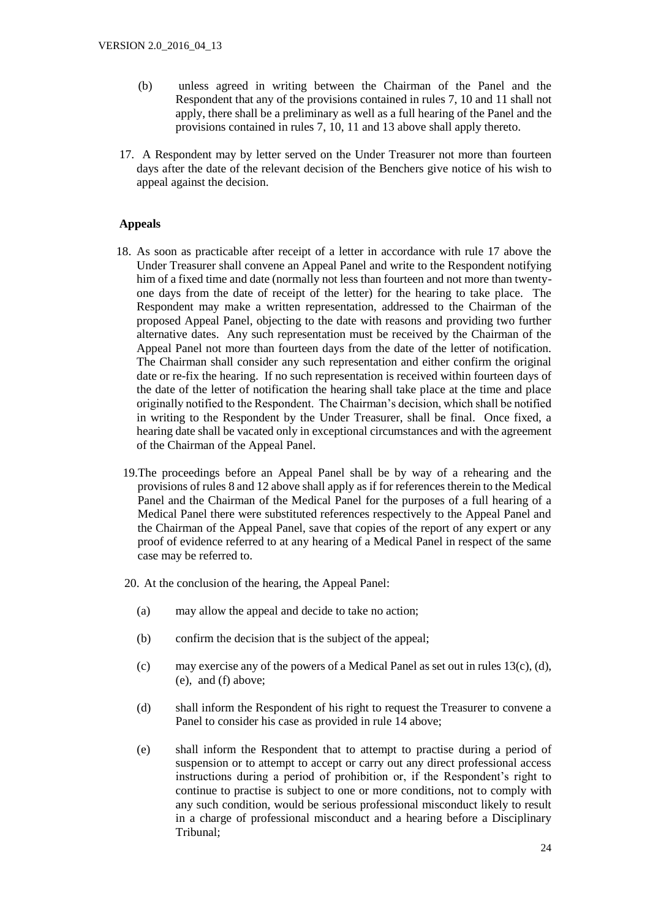(b) unless agreed in writing between the Chairman of the Panel and the Respondent that any of the provisions contained in rules 7, 10 and 11 shall not apply, there shall be a preliminary as well as a full hearing of the Panel and the provisions contained in rules 7, 10, 11 and 13 above shall apply thereto.

17. A Respondent may by letter served on the Under Treasurer not more than fourteen days after the date of the relevant decision of the Benchers give notice of his wish to appeal against the decision.

**Appeals**

18. As soon as practicable after receipt of a letter in accordance with rule 17 above the Under Treasurer shall convene an Appeal Panel and write to the Respondent notifying him of a fixed time and date (normally not less than fourteen and not more than twenty-one days from the date of receipt of the letter) for the hearing to take place. The Respondent may make a written representation, addressed to the Chairman of the proposed Appeal Panel, objecting to the date with reasons and providing two further alternative dates. Any such representation must be received by the Chairman of the Appeal Panel not more than fourteen days from the date of the letter of notification. The Chairman shall consider any such representation and either confirm the original date or re-fix the hearing. If no such representation is received within fourteen days of the date of the letter of notification the hearing shall take place at the time and place originally notified to the Respondent. The Chairman's decision, which shall be notified in writing to the Respondent by the Under Treasurer, shall be final. Once fixed, a hearing date shall be vacated only in exceptional circumstances and with the agreement of the Chairman of the Appeal Panel.

19. The proceedings before an Appeal Panel shall be by way of a rehearing and the provisions of rules 8 and 12 above shall apply as if for references therein to the Medical Panel and the Chairman of the Medical Panel for the purposes of a full hearing of a Medical Panel there were substituted references respectively to the Appeal Panel and the Chairman of the Appeal Panel, save that copies of the report of any expert or any proof of evidence referred to at any hearing of a Medical Panel in respect of the same case may be referred to.

20. At the conclusion of the hearing, the Appeal Panel:

   (a) may allow the appeal and decide to take no action;

   (b) confirm the decision that is the subject of the appeal;

   (c) may exercise any of the powers of a Medical Panel as set out in rules 13(c), (d), (e), and (f) above;

   (d) shall inform the Respondent of his right to request the Treasurer to convene a Panel to consider his case as provided in rule 14 above;

   (e) shall inform the Respondent that to attempt to practise during a period of suspension or to attempt to accept or carry out any direct professional access instructions during a period of prohibition or, if the Respondent's right to continue to practise is subject to one or more conditions, not to comply with any such condition, would be serious professional misconduct likely to result in a charge of professional misconduct and a hearing before a Disciplinary Tribunal;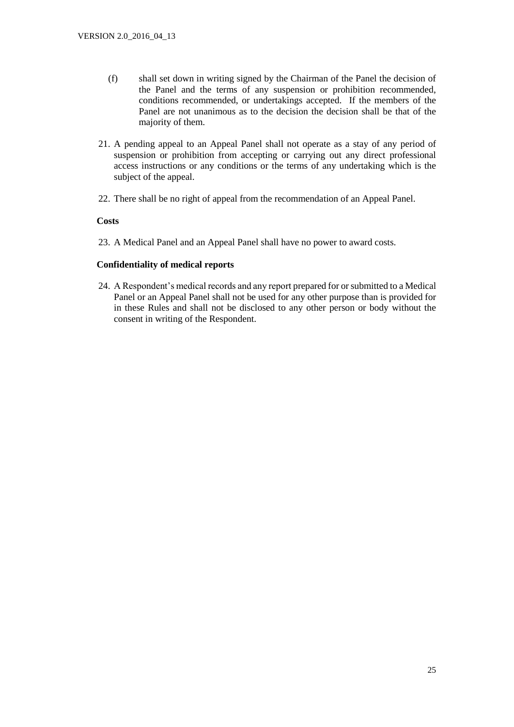(f) shall set down in writing signed by the Chairman of the Panel the decision of the Panel and the terms of any suspension or prohibition recommended, conditions recommended, or undertakings accepted. If the members of the Panel are not unanimous as to the decision the decision shall be that of the majority of them.

21. A pending appeal to an Appeal Panel shall not operate as a stay of any period of suspension or prohibition from accepting or carrying out any direct professional access instructions or any conditions or the terms of any undertaking which is the subject of the appeal.

22. There shall be no right of appeal from the recommendation of an Appeal Panel.

**Costs**

23. A Medical Panel and an Appeal Panel shall have no power to award costs.

**Confidentiality of medical reports**

24. A Respondent's medical records and any report prepared for or submitted to a Medical Panel or an Appeal Panel shall not be used for any other purpose than is provided for in these Rules and shall not be disclosed to any other person or body without the consent in writing of the Respondent.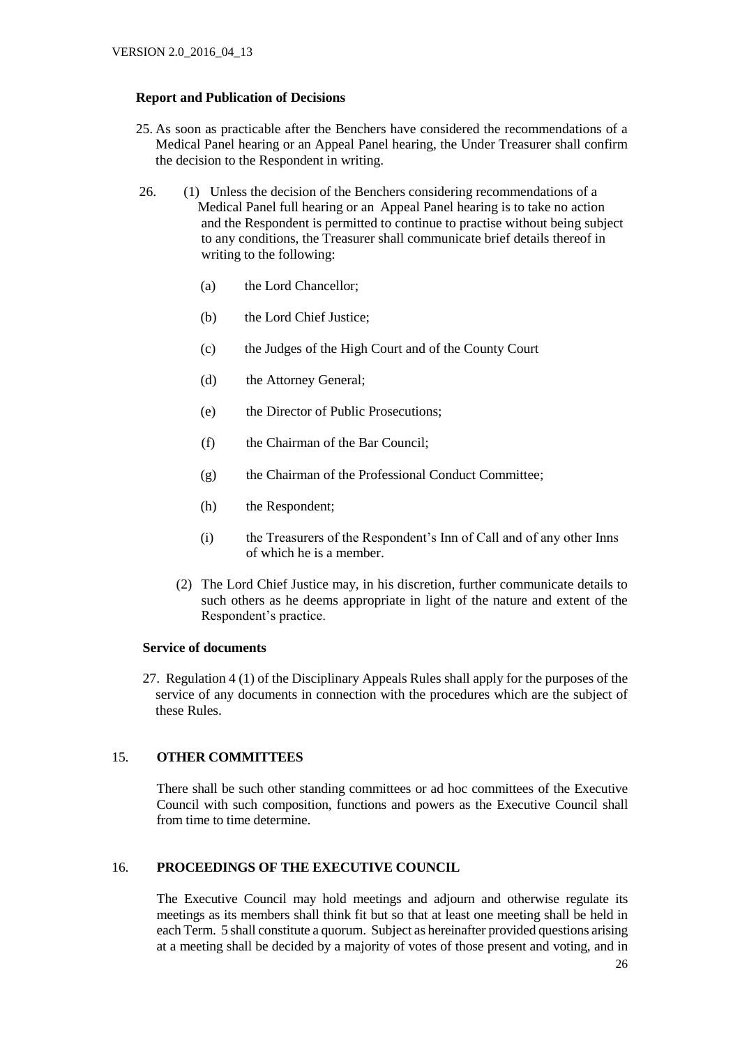### Report and Publication of Decisions

25. As soon as practicable after the Benchers have considered the recommendations of a Medical Panel hearing or an Appeal Panel hearing, the Under Treasurer shall confirm the decision to the Respondent in writing.

26. (1) Unless the decision of the Benchers considering recommendations of a Medical Panel full hearing or an Appeal Panel hearing is to take no action and the Respondent is permitted to continue to practise without being subject to any conditions, the Treasurer shall communicate brief details thereof in writing to the following:

    (a) the Lord Chancellor;

    (b) the Lord Chief Justice;

    (c) the Judges of the High Court and of the County Court

    (d) the Attorney General;

    (e) the Director of Public Prosecutions;

    (f) the Chairman of the Bar Council;

    (g) the Chairman of the Professional Conduct Committee;

    (h) the Respondent;

    (i) the Treasurers of the Respondent's Inn of Call and of any other Inns of which he is a member.

    (2) The Lord Chief Justice may, in his discretion, further communicate details to such others as he deems appropriate in light of the nature and extent of the Respondent's practice.

### Service of documents

27. Regulation 4 (1) of the Disciplinary Appeals Rules shall apply for the purposes of the service of any documents in connection with the procedures which are the subject of these Rules.

## 15. OTHER COMMITTEES

There shall be such other standing committees or ad hoc committees of the Executive Council with such composition, functions and powers as the Executive Council shall from time to time determine.

## 16. PROCEEDINGS OF THE EXECUTIVE COUNCIL

The Executive Council may hold meetings and adjourn and otherwise regulate its meetings as its members shall think fit but so that at least one meeting shall be held in each Term. 5 shall constitute a quorum. Subject as hereinafter provided questions arising at a meeting shall be decided by a majority of votes of those present and voting, and in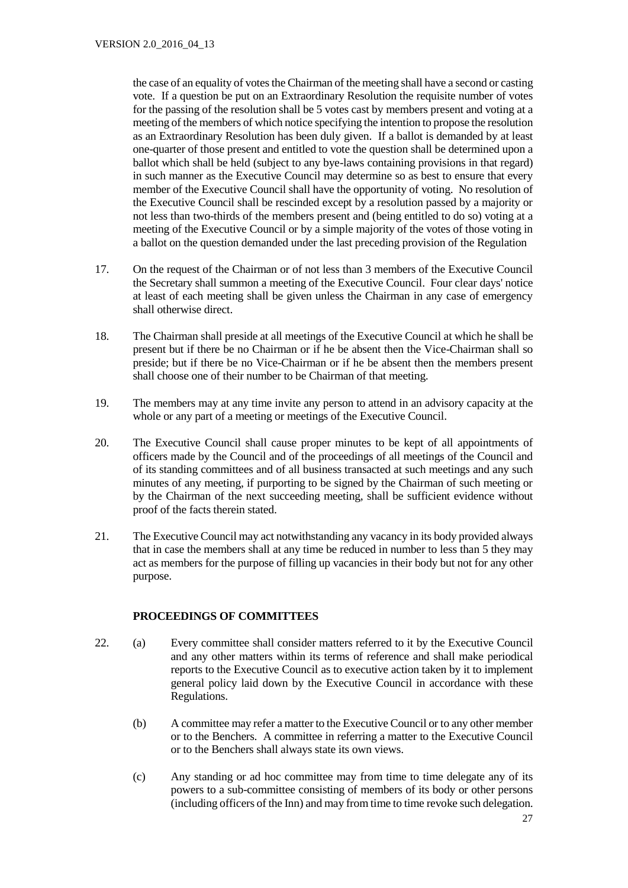the case of an equality of votes the Chairman of the meeting shall have a second or casting vote. If a question be put on an Extraordinary Resolution the requisite number of votes for the passing of the resolution shall be 5 votes cast by members present and voting at a meeting of the members of which notice specifying the intention to propose the resolution as an Extraordinary Resolution has been duly given. If a ballot is demanded by at least one-quarter of those present and entitled to vote the question shall be determined upon a ballot which shall be held (subject to any bye-laws containing provisions in that regard) in such manner as the Executive Council may determine so as best to ensure that every member of the Executive Council shall have the opportunity of voting. No resolution of the Executive Council shall be rescinded except by a resolution passed by a majority or not less than two-thirds of the members present and (being entitled to do so) voting at a meeting of the Executive Council or by a simple majority of the votes of those voting in a ballot on the question demanded under the last preceding provision of the Regulation

17. On the request of the Chairman or of not less than 3 members of the Executive Council the Secretary shall summon a meeting of the Executive Council. Four clear days' notice at least of each meeting shall be given unless the Chairman in any case of emergency shall otherwise direct.

18. The Chairman shall preside at all meetings of the Executive Council at which he shall be present but if there be no Chairman or if he be absent then the Vice-Chairman shall so preside; but if there be no Vice-Chairman or if he be absent then the members present shall choose one of their number to be Chairman of that meeting.

19. The members may at any time invite any person to attend in an advisory capacity at the whole or any part of a meeting or meetings of the Executive Council.

20. The Executive Council shall cause proper minutes to be kept of all appointments of officers made by the Council and of the proceedings of all meetings of the Council and of its standing committees and of all business transacted at such meetings and any such minutes of any meeting, if purporting to be signed by the Chairman of such meeting or by the Chairman of the next succeeding meeting, shall be sufficient evidence without proof of the facts therein stated.

21. The Executive Council may act notwithstanding any vacancy in its body provided always that in case the members shall at any time be reduced in number to less than 5 they may act as members for the purpose of filling up vacancies in their body but not for any other purpose.

## PROCEEDINGS OF COMMITTEES

22. (a) Every committee shall consider matters referred to it by the Executive Council and any other matters within its terms of reference and shall make periodical reports to the Executive Council as to executive action taken by it to implement general policy laid down by the Executive Council in accordance with these Regulations.

    (b) A committee may refer a matter to the Executive Council or to any other member or to the Benchers. A committee in referring a matter to the Executive Council or to the Benchers shall always state its own views.

    (c) Any standing or ad hoc committee may from time to time delegate any of its powers to a sub-committee consisting of members of its body or other persons (including officers of the Inn) and may from time to time revoke such delegation.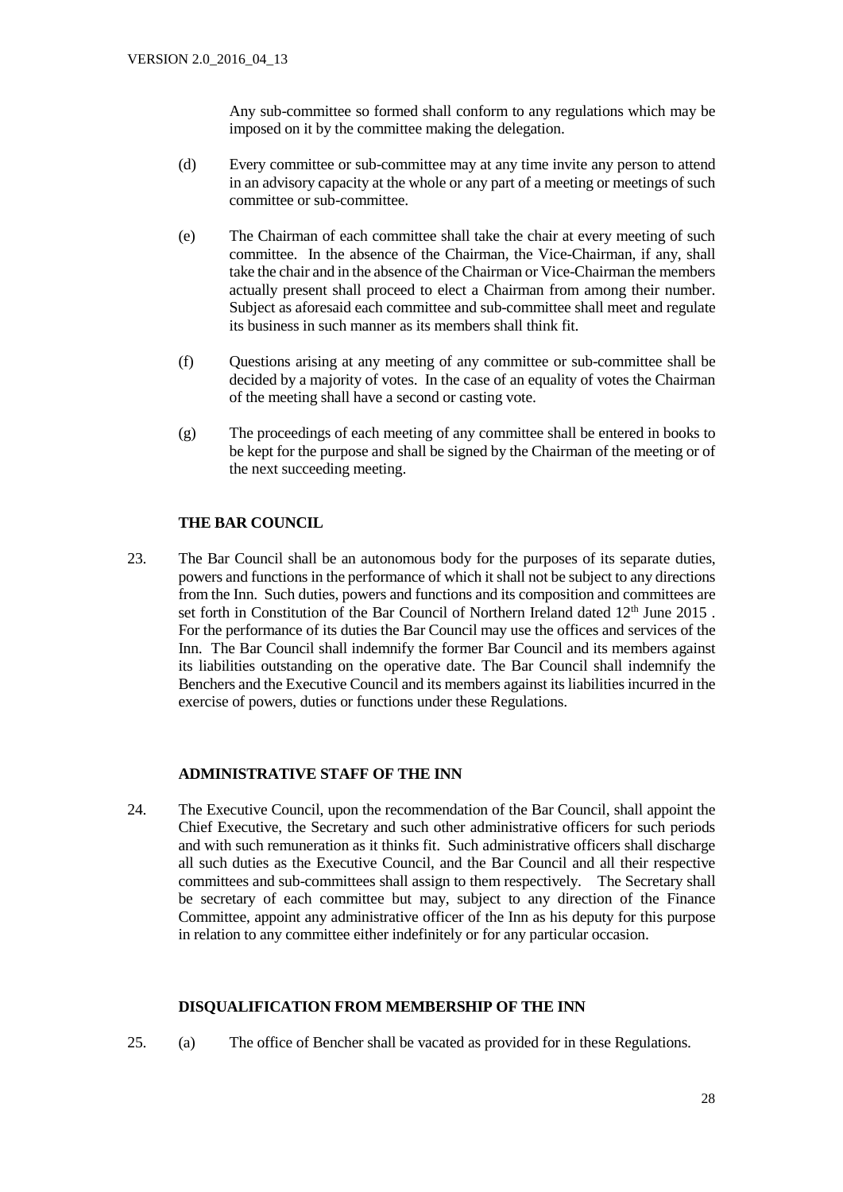Any sub-committee so formed shall conform to any regulations which may be imposed on it by the committee making the delegation.

(d) Every committee or sub-committee may at any time invite any person to attend in an advisory capacity at the whole or any part of a meeting or meetings of such committee or sub-committee.

(e) The Chairman of each committee shall take the chair at every meeting of such committee. In the absence of the Chairman, the Vice-Chairman, if any, shall take the chair and in the absence of the Chairman or Vice-Chairman the members actually present shall proceed to elect a Chairman from among their number. Subject as aforesaid each committee and sub-committee shall meet and regulate its business in such manner as its members shall think fit.

(f) Questions arising at any meeting of any committee or sub-committee shall be decided by a majority of votes. In the case of an equality of votes the Chairman of the meeting shall have a second or casting vote.

(g) The proceedings of each meeting of any committee shall be entered in books to be kept for the purpose and shall be signed by the Chairman of the meeting or of the next succeeding meeting.

**THE BAR COUNCIL**

23. The Bar Council shall be an autonomous body for the purposes of its separate duties, powers and functions in the performance of which it shall not be subject to any directions from the Inn. Such duties, powers and functions and its composition and committees are set forth in Constitution of the Bar Council of Northern Ireland dated 12th June 2015 . For the performance of its duties the Bar Council may use the offices and services of the Inn. The Bar Council shall indemnify the former Bar Council and its members against its liabilities outstanding on the operative date. The Bar Council shall indemnify the Benchers and the Executive Council and its members against its liabilities incurred in the exercise of powers, duties or functions under these Regulations.

**ADMINISTRATIVE STAFF OF THE INN**

24. The Executive Council, upon the recommendation of the Bar Council, shall appoint the Chief Executive, the Secretary and such other administrative officers for such periods and with such remuneration as it thinks fit. Such administrative officers shall discharge all such duties as the Executive Council, and the Bar Council and all their respective committees and sub-committees shall assign to them respectively. The Secretary shall be secretary of each committee but may, subject to any direction of the Finance Committee, appoint any administrative officer of the Inn as his deputy for this purpose in relation to any committee either indefinitely or for any particular occasion.

**DISQUALIFICATION FROM MEMBERSHIP OF THE INN**

25. (a) The office of Bencher shall be vacated as provided for in these Regulations.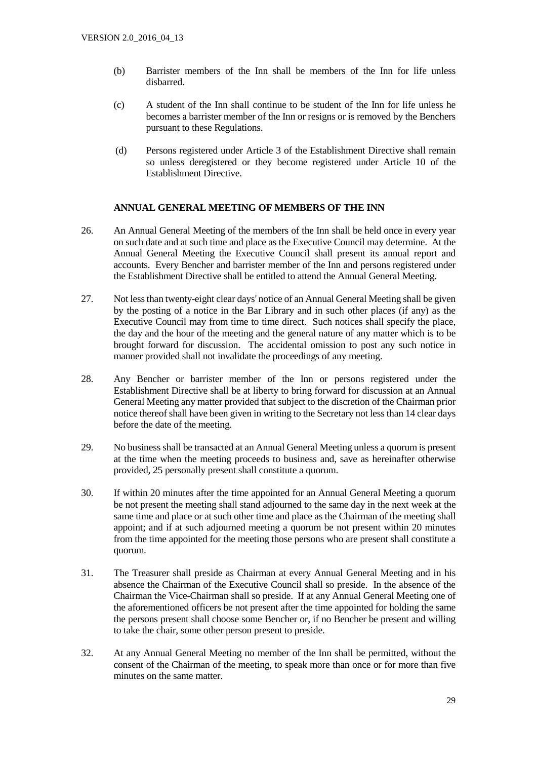(b) Barrister members of the Inn shall be members of the Inn for life unless disbarred.

(c) A student of the Inn shall continue to be student of the Inn for life unless he becomes a barrister member of the Inn or resigns or is removed by the Benchers pursuant to these Regulations.

(d) Persons registered under Article 3 of the Establishment Directive shall remain so unless deregistered or they become registered under Article 10 of the Establishment Directive.

## ANNUAL GENERAL MEETING OF MEMBERS OF THE INN

26. An Annual General Meeting of the members of the Inn shall be held once in every year on such date and at such time and place as the Executive Council may determine. At the Annual General Meeting the Executive Council shall present its annual report and accounts. Every Bencher and barrister member of the Inn and persons registered under the Establishment Directive shall be entitled to attend the Annual General Meeting.

27. Not less than twenty-eight clear days' notice of an Annual General Meeting shall be given by the posting of a notice in the Bar Library and in such other places (if any) as the Executive Council may from time to time direct. Such notices shall specify the place, the day and the hour of the meeting and the general nature of any matter which is to be brought forward for discussion. The accidental omission to post any such notice in manner provided shall not invalidate the proceedings of any meeting.

28. Any Bencher or barrister member of the Inn or persons registered under the Establishment Directive shall be at liberty to bring forward for discussion at an Annual General Meeting any matter provided that subject to the discretion of the Chairman prior notice thereof shall have been given in writing to the Secretary not less than 14 clear days before the date of the meeting.

29. No business shall be transacted at an Annual General Meeting unless a quorum is present at the time when the meeting proceeds to business and, save as hereinafter otherwise provided, 25 personally present shall constitute a quorum.

30. If within 20 minutes after the time appointed for an Annual General Meeting a quorum be not present the meeting shall stand adjourned to the same day in the next week at the same time and place or at such other time and place as the Chairman of the meeting shall appoint; and if at such adjourned meeting a quorum be not present within 20 minutes from the time appointed for the meeting those persons who are present shall constitute a quorum.

31. The Treasurer shall preside as Chairman at every Annual General Meeting and in his absence the Chairman of the Executive Council shall so preside. In the absence of the Chairman the Vice-Chairman shall so preside. If at any Annual General Meeting one of the aforementioned officers be not present after the time appointed for holding the same the persons present shall choose some Bencher or, if no Bencher be present and willing to take the chair, some other person present to preside.

32. At any Annual General Meeting no member of the Inn shall be permitted, without the consent of the Chairman of the meeting, to speak more than once or for more than five minutes on the same matter.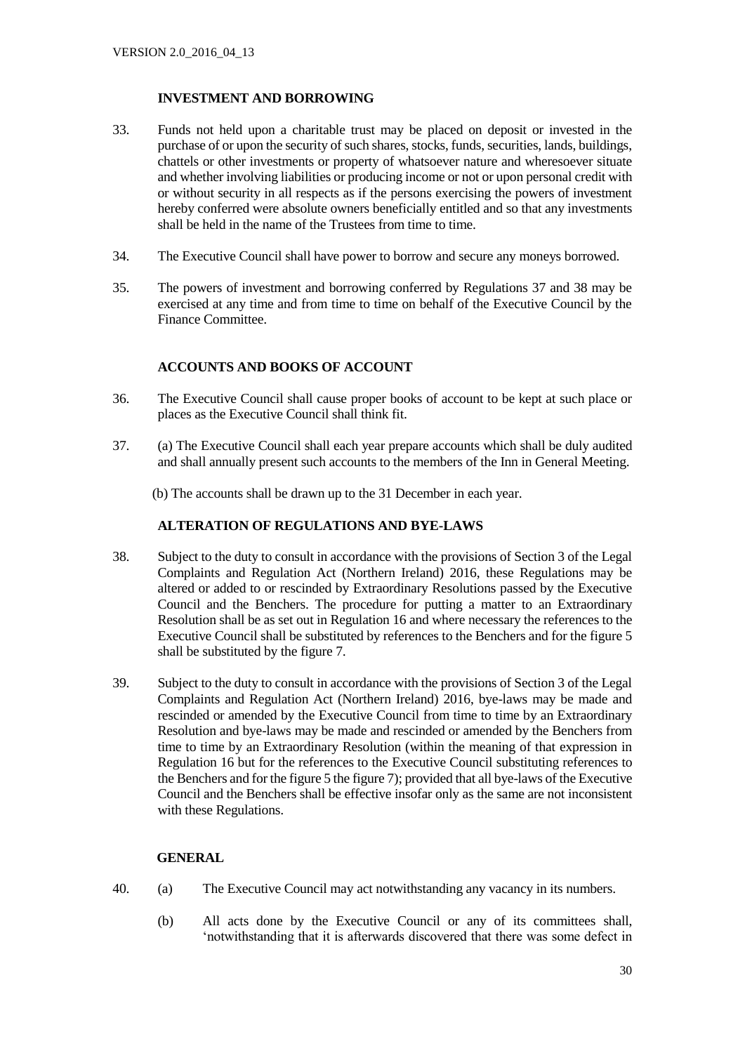## INVESTMENT AND BORROWING

33. Funds not held upon a charitable trust may be placed on deposit or invested in the purchase of or upon the security of such shares, stocks, funds, securities, lands, buildings, chattels or other investments or property of whatsoever nature and wheresoever situate and whether involving liabilities or producing income or not or upon personal credit with or without security in all respects as if the persons exercising the powers of investment hereby conferred were absolute owners beneficially entitled and so that any investments shall be held in the name of the Trustees from time to time.

34. The Executive Council shall have power to borrow and secure any moneys borrowed.

35. The powers of investment and borrowing conferred by Regulations 37 and 38 may be exercised at any time and from time to time on behalf of the Executive Council by the Finance Committee.

## ACCOUNTS AND BOOKS OF ACCOUNT

36. The Executive Council shall cause proper books of account to be kept at such place or places as the Executive Council shall think fit.

37. (a) The Executive Council shall each year prepare accounts which shall be duly audited and shall annually present such accounts to the members of the Inn in General Meeting.

    (b) The accounts shall be drawn up to the 31 December in each year.

## ALTERATION OF REGULATIONS AND BYE-LAWS

38. Subject to the duty to consult in accordance with the provisions of Section 3 of the Legal Complaints and Regulation Act (Northern Ireland) 2016, these Regulations may be altered or added to or rescinded by Extraordinary Resolutions passed by the Executive Council and the Benchers. The procedure for putting a matter to an Extraordinary Resolution shall be as set out in Regulation 16 and where necessary the references to the Executive Council shall be substituted by references to the Benchers and for the figure 5 shall be substituted by the figure 7.

39. Subject to the duty to consult in accordance with the provisions of Section 3 of the Legal Complaints and Regulation Act (Northern Ireland) 2016, bye-laws may be made and rescinded or amended by the Executive Council from time to time by an Extraordinary Resolution and bye-laws may be made and rescinded or amended by the Benchers from time to time by an Extraordinary Resolution (within the meaning of that expression in Regulation 16 but for the references to the Executive Council substituting references to the Benchers and for the figure 5 the figure 7); provided that all bye-laws of the Executive Council and the Benchers shall be effective insofar only as the same are not inconsistent with these Regulations.

## GENERAL

40. (a) The Executive Council may act notwithstanding any vacancy in its numbers.

    (b) All acts done by the Executive Council or any of its committees shall, 'notwithstanding that it is afterwards discovered that there was some defect in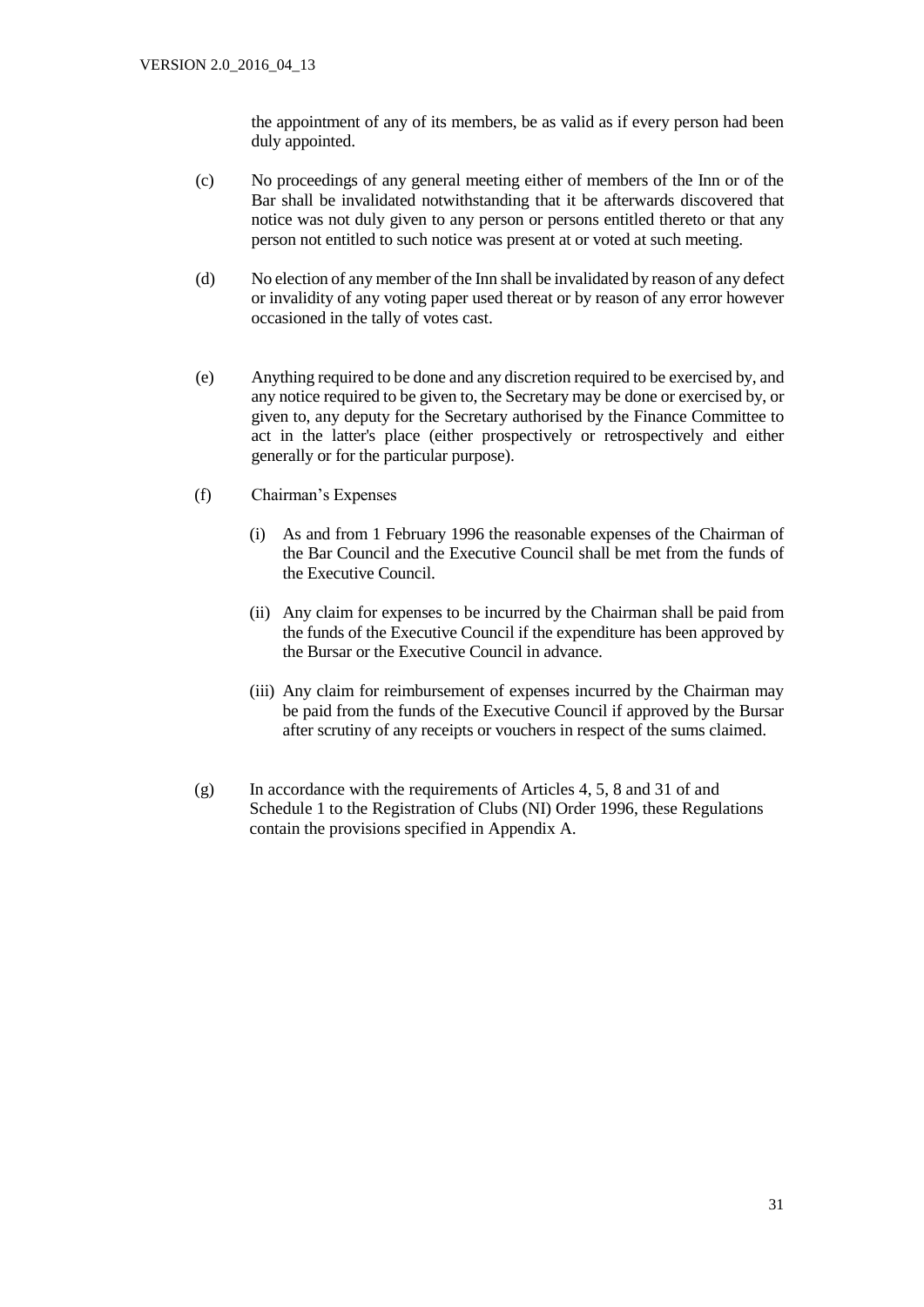the appointment of any of its members, be as valid as if every person had been duly appointed.

(c) No proceedings of any general meeting either of members of the Inn or of the Bar shall be invalidated notwithstanding that it be afterwards discovered that notice was not duly given to any person or persons entitled thereto or that any person not entitled to such notice was present at or voted at such meeting.

(d) No election of any member of the Inn shall be invalidated by reason of any defect or invalidity of any voting paper used thereat or by reason of any error however occasioned in the tally of votes cast.

(e) Anything required to be done and any discretion required to be exercised by, and any notice required to be given to, the Secretary may be done or exercised by, or given to, any deputy for the Secretary authorised by the Finance Committee to act in the latter's place (either prospectively or retrospectively and either generally or for the particular purpose).

(f) Chairman's Expenses

   (i) As and from 1 February 1996 the reasonable expenses of the Chairman of the Bar Council and the Executive Council shall be met from the funds of the Executive Council.

   (ii) Any claim for expenses to be incurred by the Chairman shall be paid from the funds of the Executive Council if the expenditure has been approved by the Bursar or the Executive Council in advance.

   (iii) Any claim for reimbursement of expenses incurred by the Chairman may be paid from the funds of the Executive Council if approved by the Bursar after scrutiny of any receipts or vouchers in respect of the sums claimed.

(g) In accordance with the requirements of Articles 4, 5, 8 and 31 of and Schedule 1 to the Registration of Clubs (NI) Order 1996, these Regulations contain the provisions specified in Appendix A.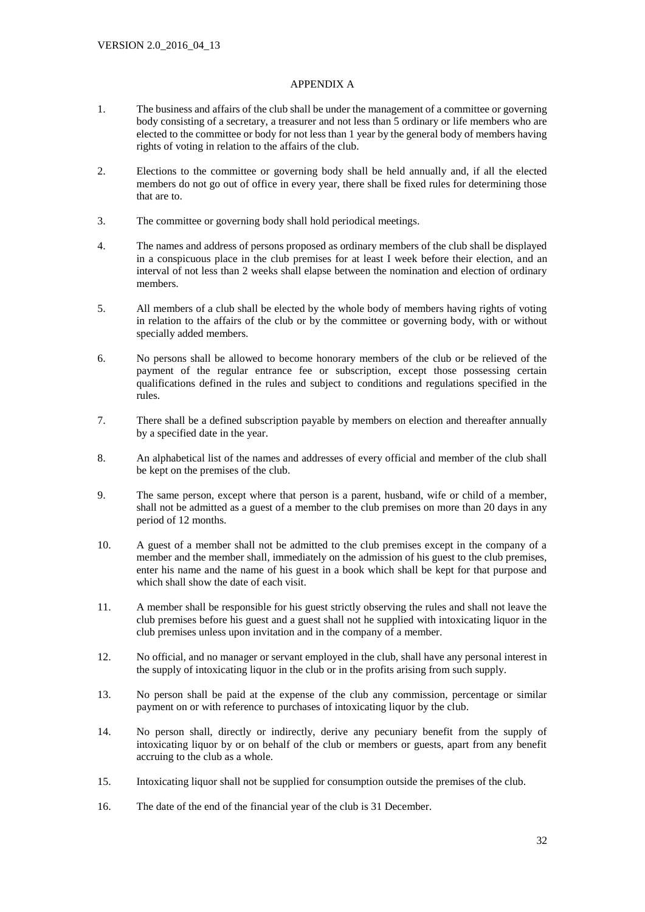## APPENDIX A

1. The business and affairs of the club shall be under the management of a committee or governing body consisting of a secretary, a treasurer and not less than 5 ordinary or life members who are elected to the committee or body for not less than 1 year by the general body of members having rights of voting in relation to the affairs of the club.

2. Elections to the committee or governing body shall be held annually and, if all the elected members do not go out of office in every year, there shall be fixed rules for determining those that are to.

3. The committee or governing body shall hold periodical meetings.

4. The names and address of persons proposed as ordinary members of the club shall be displayed in a conspicuous place in the club premises for at least I week before their election, and an interval of not less than 2 weeks shall elapse between the nomination and election of ordinary members.

5. All members of a club shall be elected by the whole body of members having rights of voting in relation to the affairs of the club or by the committee or governing body, with or without specially added members.

6. No persons shall be allowed to become honorary members of the club or be relieved of the payment of the regular entrance fee or subscription, except those possessing certain qualifications defined in the rules and subject to conditions and regulations specified in the rules.

7. There shall be a defined subscription payable by members on election and thereafter annually by a specified date in the year.

8. An alphabetical list of the names and addresses of every official and member of the club shall be kept on the premises of the club.

9. The same person, except where that person is a parent, husband, wife or child of a member, shall not be admitted as a guest of a member to the club premises on more than 20 days in any period of 12 months.

10. A guest of a member shall not be admitted to the club premises except in the company of a member and the member shall, immediately on the admission of his guest to the club premises, enter his name and the name of his guest in a book which shall be kept for that purpose and which shall show the date of each visit.

11. A member shall be responsible for his guest strictly observing the rules and shall not leave the club premises before his guest and a guest shall not he supplied with intoxicating liquor in the club premises unless upon invitation and in the company of a member.

12. No official, and no manager or servant employed in the club, shall have any personal interest in the supply of intoxicating liquor in the club or in the profits arising from such supply.

13. No person shall be paid at the expense of the club any commission, percentage or similar payment on or with reference to purchases of intoxicating liquor by the club.

14. No person shall, directly or indirectly, derive any pecuniary benefit from the supply of intoxicating liquor by or on behalf of the club or members or guests, apart from any benefit accruing to the club as a whole.

15. Intoxicating liquor shall not be supplied for consumption outside the premises of the club.

16. The date of the end of the financial year of the club is 31 December.